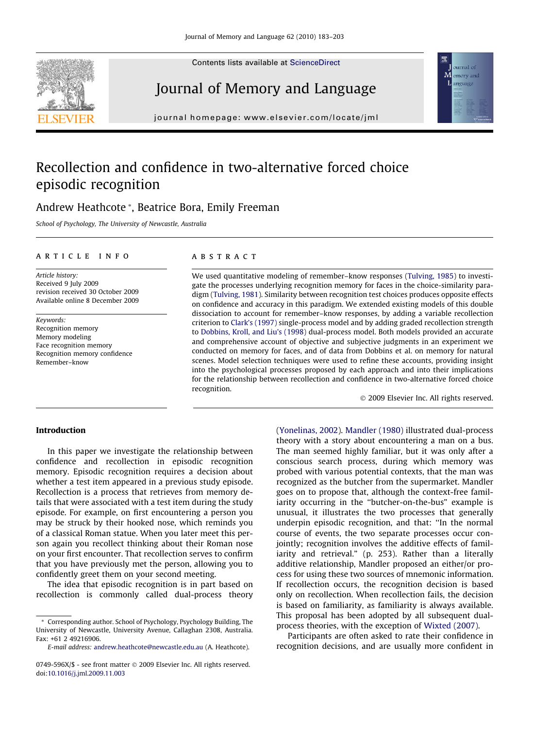# Recollection and confidence in two-alternative forced choice episodic recognition

Andrew Heathcote *, Beatrice Bora, Emily Freeman

*School of Psychology, The University of Newcastle, Australia*

## ARTICLE INFO

*Article history:*
Received 9 July 2009
revision received 30 October 2009
Available online 8 December 2009

*Keywords:*
Recognition memory
Memory modeling
Face recognition memory
Recognition memory confidence
Remember–know

## ABSTRACT

We used quantitative modeling of remember–know responses (Tulving, 1985) to investigate the processes underlying recognition memory for faces in the choice-similarity paradigm (Tulving, 1981). Similarity between recognition test choices produces opposite effects on confidence and accuracy in this paradigm. We extended existing models of this double dissociation to account for remember–know responses, by adding a variable recollection criterion to Clark's (1997) single-process model and by adding graded recollection strength to Dobbins, Kroll, and Liu's (1998) dual-process model. Both models provided an accurate and comprehensive account of objective and subjective judgments in an experiment we conducted on memory for faces, and of data from Dobbins et al. on memory for natural scenes. Model selection techniques were used to refine these accounts, providing insight into the psychological processes proposed by each approach and into their implications for the relationship between recollection and confidence in two-alternative forced choice recognition.

© 2009 Elsevier Inc. All rights reserved.

## Introduction

In this paper we investigate the relationship between confidence and recollection in episodic recognition memory. Episodic recognition requires a decision about whether a test item appeared in a previous study episode. Recollection is a process that retrieves from memory details that were associated with a test item during the study episode. For example, on first encountering a person you may be struck by their hooked nose, which reminds you of a classical Roman statue. When you later meet this person again you recollect thinking about their Roman nose on your first encounter. That recollection serves to confirm that you have previously met the person, allowing you to confidently greet them on your second meeting.

The idea that episodic recognition is in part based on recollection is commonly called dual-process theory (Yonelinas, 2002). Mandler (1980) illustrated dual-process theory with a story about encountering a man on a bus. The man seemed highly familiar, but it was only after a conscious search process, during which memory was probed with various potential contexts, that the man was recognized as the butcher from the supermarket. Mandler goes on to propose that, although the context-free familiarity occurring in the "butcher-on-the-bus" example is unusual, it illustrates the two processes that generally underpin episodic recognition, and that: "In the normal course of events, the two separate processes occur conjointly; recognition involves the additive effects of familiarity and retrieval." (p. 253). Rather than a literally additive relationship, Mandler proposed an either/or process for using these two sources of mnemonic information. If recollection occurs, the recognition decision is based only on recollection. When recollection fails, the decision is based on familiarity, as familiarity is always available. This proposal has been adopted by all subsequent dual-process theories, with the exception of Wixted (2007).

Participants are often asked to rate their confidence in recognition decisions, and are usually more confident in

---

* Corresponding author. School of Psychology, Psychology Building, The University of Newcastle, University Avenue, Callaghan 2308, Australia. Fax: +61 2 49216906.
*E-mail address:* andrew.heathcote@newcastle.edu.au (A. Heathcote).

0749-596X/$ - see front matter © 2009 Elsevier Inc. All rights reserved.
doi:10.1016/j.jml.2009.11.003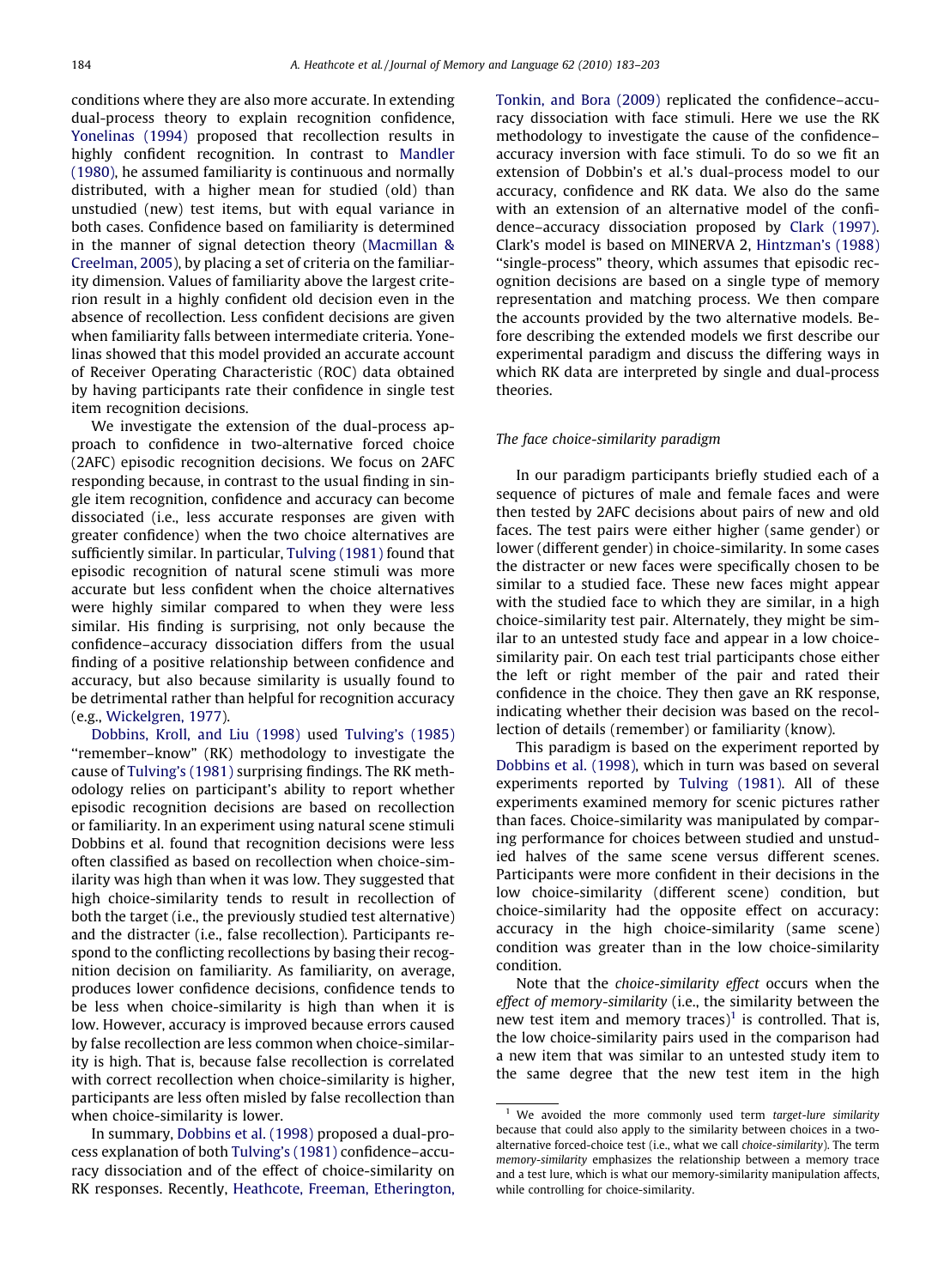conditions where they are also more accurate. In extending dual-process theory to explain recognition confidence, Yonelinas (1994) proposed that recollection results in highly confident recognition. In contrast to Mandler (1980), he assumed familiarity is continuous and normally distributed, with a higher mean for studied (old) than unstudied (new) test items, but with equal variance in both cases. Confidence based on familiarity is determined in the manner of signal detection theory (Macmillan & Creelman, 2005), by placing a set of criteria on the familiarity dimension. Values of familiarity above the largest criterion result in a highly confident old decision even in the absence of recollection. Less confident decisions are given when familiarity falls between intermediate criteria. Yonelinas showed that this model provided an accurate account of Receiver Operating Characteristic (ROC) data obtained by having participants rate their confidence in single test item recognition decisions.

We investigate the extension of the dual-process approach to confidence in two-alternative forced choice (2AFC) episodic recognition decisions. We focus on 2AFC responding because, in contrast to the usual finding in single item recognition, confidence and accuracy can become dissociated (i.e., less accurate responses are given with greater confidence) when the two choice alternatives are sufficiently similar. In particular, Tulving (1981) found that episodic recognition of natural scene stimuli was more accurate but less confident when the choice alternatives were highly similar compared to when they were less similar. His finding is surprising, not only because the confidence–accuracy dissociation differs from the usual finding of a positive relationship between confidence and accuracy, but also because similarity is usually found to be detrimental rather than helpful for recognition accuracy (e.g., Wickelgren, 1977).

Dobbins, Kroll, and Liu (1998) used Tulving's (1985) "remember–know" (RK) methodology to investigate the cause of Tulving's (1981) surprising findings. The RK methodology relies on participant's ability to report whether episodic recognition decisions are based on recollection or familiarity. In an experiment using natural scene stimuli Dobbins et al. found that recognition decisions were less often classified as based on recollection when choice-similarity was high than when it was low. They suggested that high choice-similarity tends to result in recollection of both the target (i.e., the previously studied test alternative) and the distracter (i.e., false recollection). Participants respond to the conflicting recollections by basing their recognition decision on familiarity. As familiarity, on average, produces lower confidence decisions, confidence tends to be less when choice-similarity is high than when it is low. However, accuracy is improved because errors caused by false recollection are less common when choice-similarity is high. That is, because false recollection is correlated with correct recollection when choice-similarity is higher, participants are less often misled by false recollection than when choice-similarity is lower.

In summary, Dobbins et al. (1998) proposed a dual-process explanation of both Tulving's (1981) confidence–accuracy dissociation and of the effect of choice-similarity on RK responses. Recently, Heathcote, Freeman, Etherington, Tonkin, and Bora (2009) replicated the confidence–accuracy dissociation with face stimuli. Here we use the RK methodology to investigate the cause of the confidence–accuracy inversion with face stimuli. To do so we fit an extension of Dobbin's et al.'s dual-process model to our accuracy, confidence and RK data. We also do the same with an extension of an alternative model of the confidence–accuracy dissociation proposed by Clark (1997). Clark's model is based on MINERVA 2, Hintzman's (1988) "single-process" theory, which assumes that episodic recognition decisions are based on a single type of memory representation and matching process. We then compare the accounts provided by the two alternative models. Before describing the extended models we first describe our experimental paradigm and discuss the differing ways in which RK data are interpreted by single and dual-process theories.

### The face choice-similarity paradigm

In our paradigm participants briefly studied each of a sequence of pictures of male and female faces and were then tested by 2AFC decisions about pairs of new and old faces. The test pairs were either higher (same gender) or lower (different gender) in choice-similarity. In some cases the distracter or new faces were specifically chosen to be similar to a studied face. These new faces might appear with the studied face to which they are similar, in a high choice-similarity test pair. Alternately, they might be similar to an untested study face and appear in a low choice-similarity pair. On each test trial participants chose either the left or right member of the pair and rated their confidence in the choice. They then gave an RK response, indicating whether their decision was based on the recollection of details (remember) or familiarity (know).

This paradigm is based on the experiment reported by Dobbins et al. (1998), which in turn was based on several experiments reported by Tulving (1981). All of these experiments examined memory for scenic pictures rather than faces. Choice-similarity was manipulated by comparing performance for choices between studied and unstudied halves of the same scene versus different scenes. Participants were more confident in their decisions in the low choice-similarity (different scene) condition, but choice-similarity had the opposite effect on accuracy: accuracy in the high choice-similarity (same scene) condition was greater than in the low choice-similarity condition.

Note that the *choice-similarity effect* occurs when the *effect of memory-similarity* (i.e., the similarity between the new test item and memory traces)[1] is controlled. That is, the low choice-similarity pairs used in the comparison had a new item that was similar to an untested study item to the same degree that the new test item in the high

[1] We avoided the more commonly used term *target-lure similarity* because that could also apply to the similarity between choices in a two-alternative forced-choice test (i.e., what we call *choice-similarity*). The term *memory-similarity* emphasizes the relationship between a memory trace and a test lure, which is what our memory-similarity manipulation affects, while controlling for choice-similarity.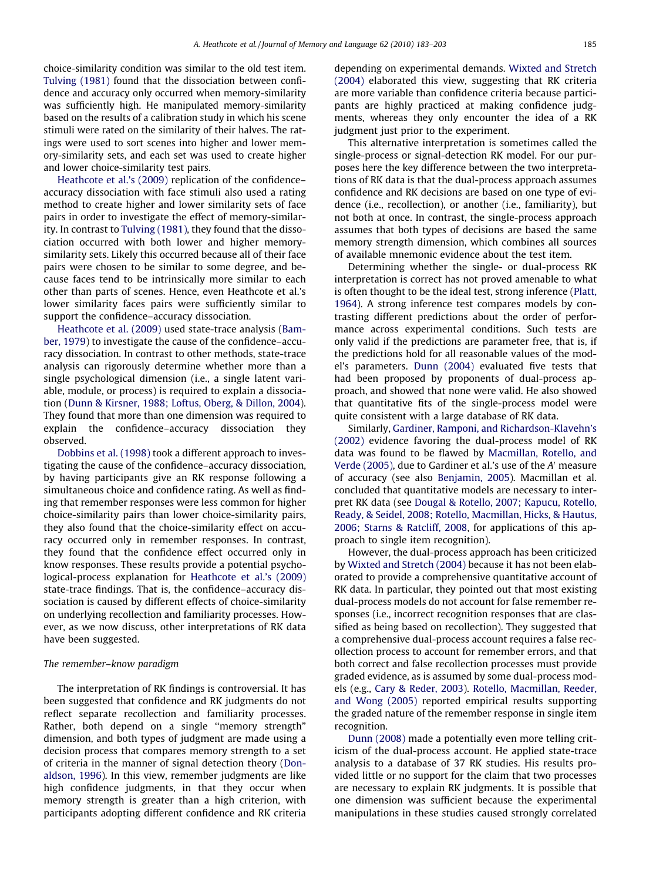choice-similarity condition was similar to the old test item. Tulving (1981) found that the dissociation between confidence and accuracy only occurred when memory-similarity was sufficiently high. He manipulated memory-similarity based on the results of a calibration study in which his scene stimuli were rated on the similarity of their halves. The ratings were used to sort scenes into higher and lower memory-similarity sets, and each set was used to create higher and lower choice-similarity test pairs.

Heathcote et al.'s (2009) replication of the confidence–accuracy dissociation with face stimuli also used a rating method to create higher and lower similarity sets of face pairs in order to investigate the effect of memory-similarity. In contrast to Tulving (1981), they found that the dissociation occurred with both lower and higher memory-similarity sets. Likely this occurred because all of their face pairs were chosen to be similar to some degree, and because faces tend to be intrinsically more similar to each other than parts of scenes. Hence, even Heathcote et al.'s lower similarity faces pairs were sufficiently similar to support the confidence–accuracy dissociation.

Heathcote et al. (2009) used state-trace analysis (Bamber, 1979) to investigate the cause of the confidence–accuracy dissociation. In contrast to other methods, state-trace analysis can rigorously determine whether more than a single psychological dimension (i.e., a single latent variable, module, or process) is required to explain a dissociation (Dunn & Kirsner, 1988; Loftus, Oberg, & Dillon, 2004). They found that more than one dimension was required to explain the confidence–accuracy dissociation they observed.

Dobbins et al. (1998) took a different approach to investigating the cause of the confidence–accuracy dissociation, by having participants give an RK response following a simultaneous choice and confidence rating. As well as finding that remember responses were less common for higher choice-similarity pairs than lower choice-similarity pairs, they also found that the choice-similarity effect on accuracy occurred only in remember responses. In contrast, they found that the confidence effect occurred only in know responses. These results provide a potential psychological-process explanation for Heathcote et al.'s (2009) state-trace findings. That is, the confidence–accuracy dissociation is caused by different effects of choice-similarity on underlying recollection and familiarity processes. However, as we now discuss, other interpretations of RK data have been suggested.

### The remember–know paradigm

The interpretation of RK findings is controversial. It has been suggested that confidence and RK judgments do not reflect separate recollection and familiarity processes. Rather, both depend on a single "memory strength" dimension, and both types of judgment are made using a decision process that compares memory strength to a set of criteria in the manner of signal detection theory (Donaldson, 1996). In this view, remember judgments are like high confidence judgments, in that they occur when memory strength is greater than a high criterion, with participants adopting different confidence and RK criteria depending on experimental demands. Wixted and Stretch (2004) elaborated this view, suggesting that RK criteria are more variable than confidence criteria because participants are highly practiced at making confidence judgments, whereas they only encounter the idea of a RK judgment just prior to the experiment.

This alternative interpretation is sometimes called the single-process or signal-detection RK model. For our purposes here the key difference between the two interpretations of RK data is that the dual-process approach assumes confidence and RK decisions are based on one type of evidence (i.e., recollection), or another (i.e., familiarity), but not both at once. In contrast, the single-process approach assumes that both types of decisions are based the same memory strength dimension, which combines all sources of available mnemonic evidence about the test item.

Determining whether the single- or dual-process RK interpretation is correct has not proved amenable to what is often thought to be the ideal test, strong inference (Platt, 1964). A strong inference test compares models by contrasting different predictions about the order of performance across experimental conditions. Such tests are only valid if the predictions are parameter free, that is, if the predictions hold for all reasonable values of the model's parameters. Dunn (2004) evaluated five tests that had been proposed by proponents of dual-process approach, and showed that none were valid. He also showed that quantitative fits of the single-process model were quite consistent with a large database of RK data.

Similarly, Gardiner, Ramponi, and Richardson-Klavehn's (2002) evidence favoring the dual-process model of RK data was found to be flawed by Macmillan, Rotello, and Verde (2005), due to Gardiner et al.'s use of the $A'$ measure of accuracy (see also Benjamin, 2005). Macmillan et al. concluded that quantitative models are necessary to interpret RK data (see Dougal & Rotello, 2007; Kapucu, Rotello, Ready, & Seidel, 2008; Rotello, Macmillan, Hicks, & Hautus, 2006; Starns & Ratcliff, 2008, for applications of this approach to single item recognition).

However, the dual-process approach has been criticized by Wixted and Stretch (2004) because it has not been elaborated to provide a comprehensive quantitative account of RK data. In particular, they pointed out that most existing dual-process models do not account for false remember responses (i.e., incorrect recognition responses that are classified as being based on recollection). They suggested that a comprehensive dual-process account requires a false recollection process to account for remember errors, and that both correct and false recollection processes must provide graded evidence, as is assumed by some dual-process models (e.g., Cary & Reder, 2003). Rotello, Macmillan, Reeder, and Wong (2005) reported empirical results supporting the graded nature of the remember response in single item recognition.

Dunn (2008) made a potentially even more telling criticism of the dual-process account. He applied state-trace analysis to a database of 37 RK studies. His results provided little or no support for the claim that two processes are necessary to explain RK judgments. It is possible that one dimension was sufficient because the experimental manipulations in these studies caused strongly correlated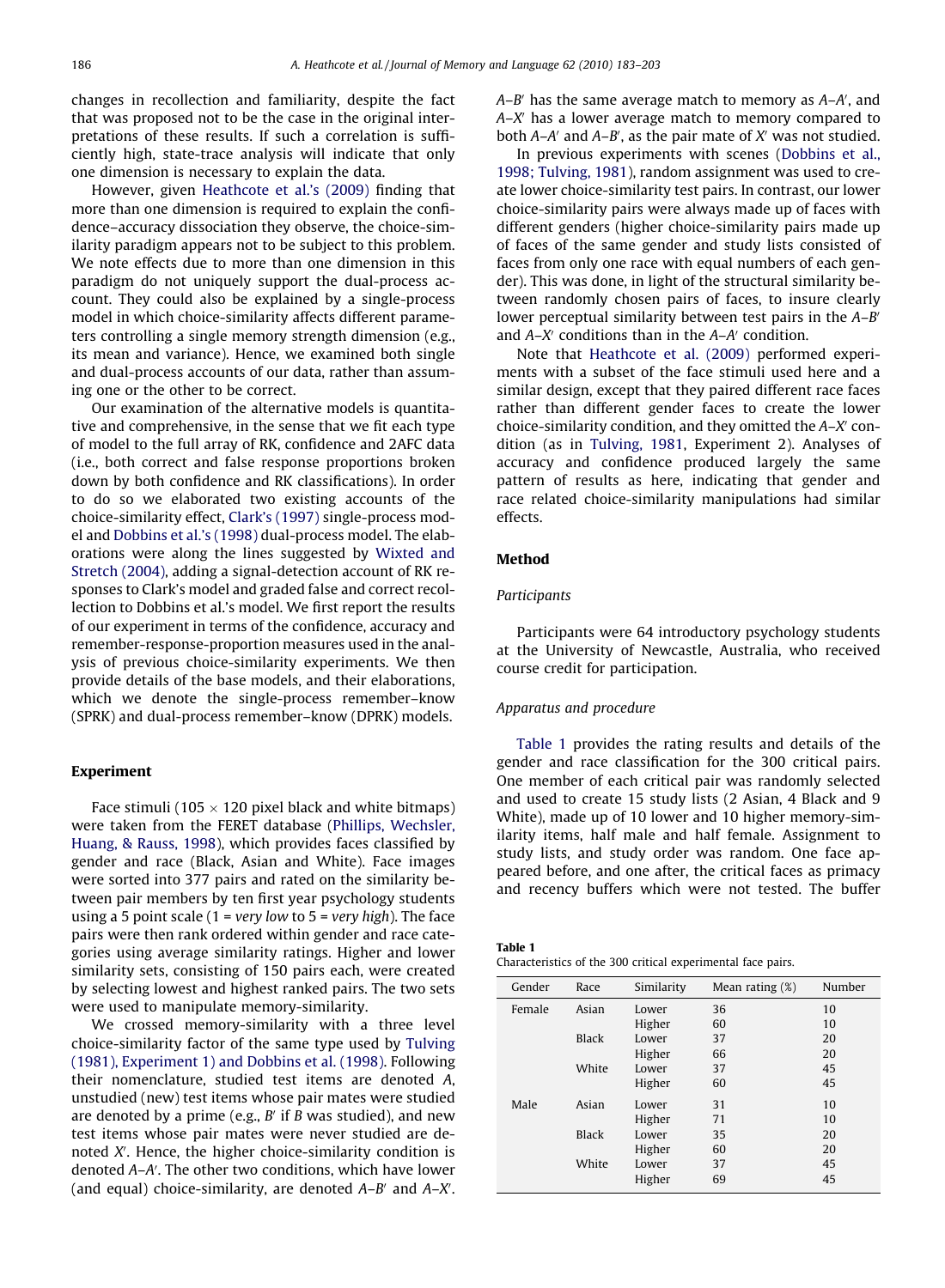changes in recollection and familiarity, despite the fact that was proposed not to be the case in the original interpretations of these results. If such a correlation is sufficiently high, state-trace analysis will indicate that only one dimension is necessary to explain the data.

However, given Heathcote et al.'s (2009) finding that more than one dimension is required to explain the confidence–accuracy dissociation they observe, the choice-similarity paradigm appears not to be subject to this problem. We note effects due to more than one dimension in this paradigm do not uniquely support the dual-process account. They could also be explained by a single-process model in which choice-similarity affects different parameters controlling a single memory strength dimension (e.g., its mean and variance). Hence, we examined both single and dual-process accounts of our data, rather than assuming one or the other to be correct.

Our examination of the alternative models is quantitative and comprehensive, in the sense that we fit each type of model to the full array of RK, confidence and 2AFC data (i.e., both correct and false response proportions broken down by both confidence and RK classifications). In order to do so we elaborated two existing accounts of the choice-similarity effect, Clark's (1997) single-process model and Dobbins et al.'s (1998) dual-process model. The elaborations were along the lines suggested by Wixted and Stretch (2004), adding a signal-detection account of RK responses to Clark's model and graded false and correct recollection to Dobbins et al.'s model. We first report the results of our experiment in terms of the confidence, accuracy and remember-response-proportion measures used in the analysis of previous choice-similarity experiments. We then provide details of the base models, and their elaborations, which we denote the single-process remember–know (SPRK) and dual-process remember–know (DPRK) models.

## Experiment

Face stimuli ($105 \times 120$ pixel black and white bitmaps) were taken from the FERET database (Phillips, Wechsler, Huang, & Rauss, 1998), which provides faces classified by gender and race (Black, Asian and White). Face images were sorted into 377 pairs and rated on the similarity between pair members by ten first year psychology students using a 5 point scale (1 = *very low* to 5 = *very high*). The face pairs were then rank ordered within gender and race categories using average similarity ratings. Higher and lower similarity sets, consisting of 150 pairs each, were created by selecting lowest and highest ranked pairs. The two sets were used to manipulate memory-similarity.

We crossed memory-similarity with a three level choice-similarity factor of the same type used by Tulving (1981), Experiment 1) and Dobbins et al. (1998). Following their nomenclature, studied test items are denoted *A*, unstudied (new) test items whose pair mates were studied are denoted by a prime (e.g., *B*′ if *B* was studied), and new test items whose pair mates were never studied are denoted *X*′. Hence, the higher choice-similarity condition is denoted *A*–*A*′. The other two conditions, which have lower (and equal) choice-similarity, are denoted *A*–*B*′ and *A*–*X*′. *A*–*B*′ has the same average match to memory as *A*–*A*′, and *A*–*X*′ has a lower average match to memory compared to both *A*–*A*′ and *A*–*B*′, as the pair mate of *X*′ was not studied.

In previous experiments with scenes (Dobbins et al., 1998; Tulving, 1981), random assignment was used to create lower choice-similarity test pairs. In contrast, our lower choice-similarity pairs were always made up of faces with different genders (higher choice-similarity pairs made up of faces of the same gender and study lists consisted of faces from only one race with equal numbers of each gender). This was done, in light of the structural similarity between randomly chosen pairs of faces, to insure clearly lower perceptual similarity between test pairs in the *A*–*B*′ and *A*–*X*′ conditions than in the *A*–*A*′ condition.

Note that Heathcote et al. (2009) performed experiments with a subset of the face stimuli used here and a similar design, except that they paired different race faces rather than different gender faces to create the lower choice-similarity condition, and they omitted the *A*–*X*′ condition (as in Tulving, 1981, Experiment 2). Analyses of accuracy and confidence produced largely the same pattern of results as here, indicating that gender and race related choice-similarity manipulations had similar effects.

## Method

### Participants

Participants were 64 introductory psychology students at the University of Newcastle, Australia, who received course credit for participation.

### Apparatus and procedure

Table 1 provides the rating results and details of the gender and race classification for the 300 critical pairs. One member of each critical pair was randomly selected and used to create 15 study lists (2 Asian, 4 Black and 9 White), made up of 10 lower and 10 higher memory-similarity items, half male and half female. Assignment to study lists, and study order was random. One face appeared before, and one after, the critical faces as primacy and recency buffers which were not tested. The buffer

**Table 1**
Characteristics of the 300 critical experimental face pairs.

| Gender | Race | Similarity | Mean rating (%) | Number |
|---|---|---|---|---|
| Female | Asian | Lower | 36 | 10 |
| | | Higher | 60 | 10 |
| | Black | Lower | 37 | 20 |
| | | Higher | 66 | 20 |
| | White | Lower | 37 | 45 |
| | | Higher | 60 | 45 |
| Male | Asian | Lower | 31 | 10 |
| | | Higher | 71 | 10 |
| | Black | Lower | 35 | 20 |
| | | Higher | 60 | 20 |
| | White | Lower | 37 | 45 |
| | | Higher | 69 | 45 |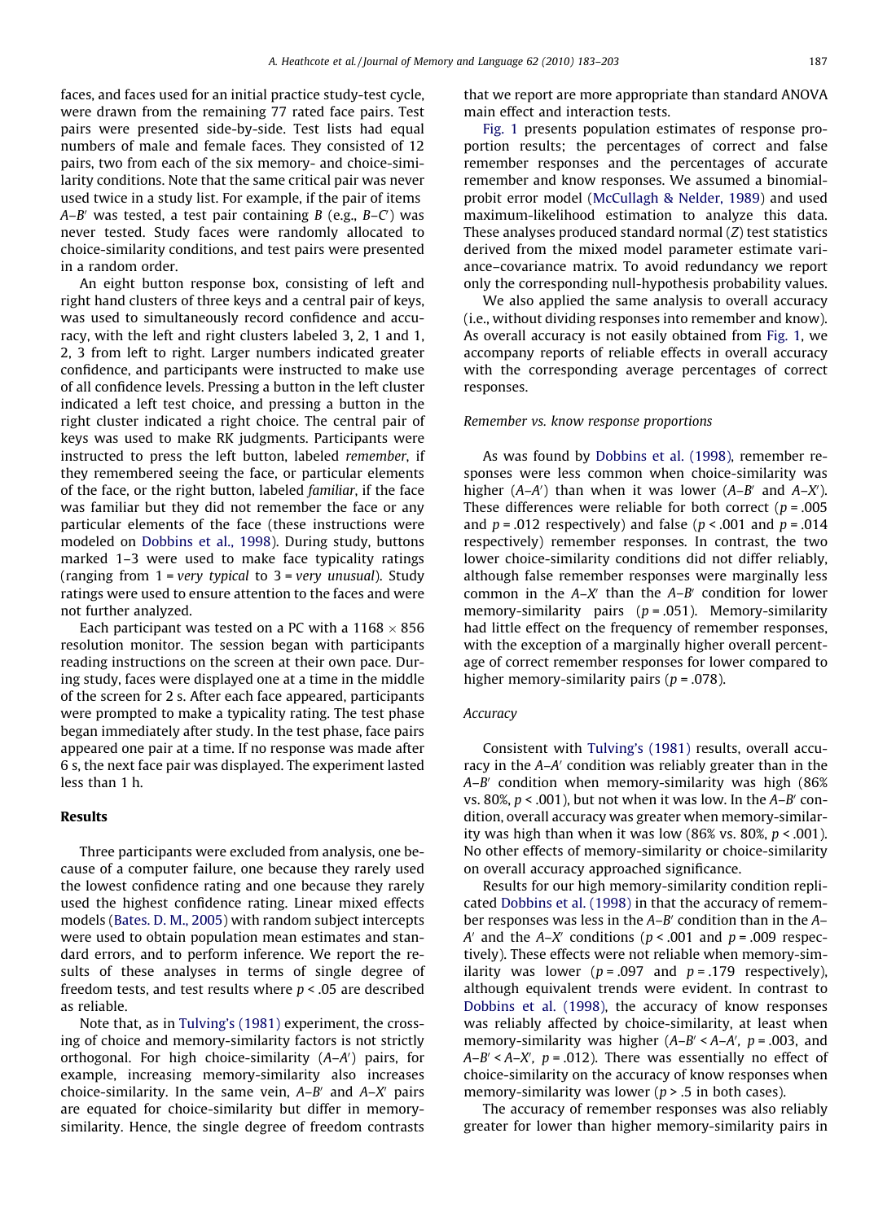faces, and faces used for an initial practice study-test cycle, were drawn from the remaining 77 rated face pairs. Test pairs were presented side-by-side. Test lists had equal numbers of male and female faces. They consisted of 12 pairs, two from each of the six memory- and choice-similarity conditions. Note that the same critical pair was never used twice in a study list. For example, if the pair of items $A$–$B'$ was tested, a test pair containing $B$ (e.g., $B$–$C'$) was never tested. Study faces were randomly allocated to choice-similarity conditions, and test pairs were presented in a random order.

An eight button response box, consisting of left and right hand clusters of three keys and a central pair of keys, was used to simultaneously record confidence and accuracy, with the left and right clusters labeled 3, 2, 1 and 1, 2, 3 from left to right. Larger numbers indicated greater confidence, and participants were instructed to make use of all confidence levels. Pressing a button in the left cluster indicated a left test choice, and pressing a button in the right cluster indicated a right choice. The central pair of keys was used to make RK judgments. Participants were instructed to press the left button, labeled *remember*, if they remembered seeing the face, or particular elements of the face, or the right button, labeled *familiar*, if the face was familiar but they did not remember the face or any particular elements of the face (these instructions were modeled on Dobbins et al., 1998). During study, buttons marked 1–3 were used to make face typicality ratings (ranging from 1 = *very typical* to 3 = *very unusual*). Study ratings were used to ensure attention to the faces and were not further analyzed.

Each participant was tested on a PC with a 1168 × 856 resolution monitor. The session began with participants reading instructions on the screen at their own pace. During study, faces were displayed one at a time in the middle of the screen for 2 s. After each face appeared, participants were prompted to make a typicality rating. The test phase began immediately after study. In the test phase, face pairs appeared one pair at a time. If no response was made after 6 s, the next face pair was displayed. The experiment lasted less than 1 h.

## Results

Three participants were excluded from analysis, one because of a computer failure, one because they rarely used the lowest confidence rating and one because they rarely used the highest confidence rating. Linear mixed effects models (Bates. D. M., 2005) with random subject intercepts were used to obtain population mean estimates and standard errors, and to perform inference. We report the results of these analyses in terms of single degree of freedom tests, and test results where $p < .05$ are described as reliable.

Note that, as in Tulving's (1981) experiment, the crossing of choice and memory-similarity factors is not strictly orthogonal. For high choice-similarity ($A$–$A'$) pairs, for example, increasing memory-similarity also increases choice-similarity. In the same vein, $A$–$B'$ and $A$–$X'$ pairs are equated for choice-similarity but differ in memory-similarity. Hence, the single degree of freedom contrasts that we report are more appropriate than standard ANOVA main effect and interaction tests.

Fig. 1 presents population estimates of response proportion results; the percentages of correct and false remember responses and the percentages of accurate remember and know responses. We assumed a binomial-probit error model (McCullagh & Nelder, 1989) and used maximum-likelihood estimation to analyze this data. These analyses produced standard normal ($Z$) test statistics derived from the mixed model parameter estimate variance–covariance matrix. To avoid redundancy we report only the corresponding null-hypothesis probability values.

We also applied the same analysis to overall accuracy (i.e., without dividing responses into remember and know). As overall accuracy is not easily obtained from Fig. 1, we accompany reports of reliable effects in overall accuracy with the corresponding average percentages of correct responses.

### *Remember vs. know response proportions*

As was found by Dobbins et al. (1998), remember responses were less common when choice-similarity was higher ($A$–$A'$) than when it was lower ($A$–$B'$ and $A$–$X'$). These differences were reliable for both correct ($p = .005$ and $p = .012$ respectively) and false ($p < .001$ and $p = .014$ respectively) remember responses. In contrast, the two lower choice-similarity conditions did not differ reliably, although false remember responses were marginally less common in the $A$–$X'$ than the $A$–$B'$ condition for lower memory-similarity pairs ($p = .051$). Memory-similarity had little effect on the frequency of remember responses, with the exception of a marginally higher overall percentage of correct remember responses for lower compared to higher memory-similarity pairs ($p = .078$).

### *Accuracy*

Consistent with Tulving's (1981) results, overall accuracy in the $A$–$A'$ condition was reliably greater than in the $A$–$B'$ condition when memory-similarity was high (86% vs. 80%, $p < .001$), but not when it was low. In the $A$–$B'$ condition, overall accuracy was greater when memory-similarity was high than when it was low (86% vs. 80%, $p < .001$). No other effects of memory-similarity or choice-similarity on overall accuracy approached significance.

Results for our high memory-similarity condition replicated Dobbins et al. (1998) in that the accuracy of remember responses was less in the $A$–$B'$ condition than in the $A$–$A'$ and the $A$–$X'$ conditions ($p < .001$ and $p = .009$ respectively). These effects were not reliable when memory-similarity was lower ($p = .097$ and $p = .179$ respectively), although equivalent trends were evident. In contrast to Dobbins et al. (1998), the accuracy of know responses was reliably affected by choice-similarity, at least when memory-similarity was higher ($A$–$B'$ < $A$–$A'$, $p = .003$, and $A$–$B'$ < $A$–$X'$, $p = .012$). There was essentially no effect of choice-similarity on the accuracy of know responses when memory-similarity was lower ($p > .5$ in both cases).

The accuracy of remember responses was also reliably greater for lower than higher memory-similarity pairs in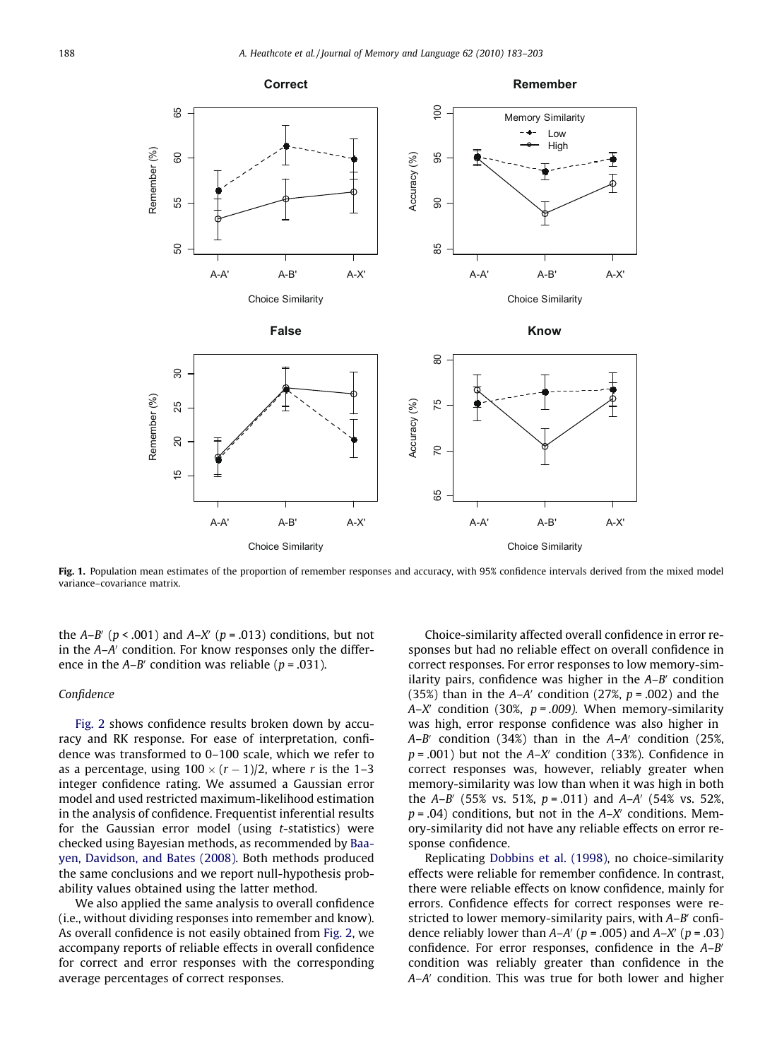**Fig. 1.** Population mean estimates of the proportion of remember responses and accuracy, with 95% confidence intervals derived from the mixed model variance–covariance matrix.

the *A–B′* ($p < .001$) and *A–X′* ($p = .013$) conditions, but not in the *A–A′* condition. For know responses only the difference in the *A–B′* condition was reliable ($p = .031$).

### Confidence

Fig. 2 shows confidence results broken down by accuracy and RK response. For ease of interpretation, confidence was transformed to 0–100 scale, which we refer to as a percentage, using $100 \times (r - 1)/2$, where $r$ is the 1–3 integer confidence rating. We assumed a Gaussian error model and used restricted maximum-likelihood estimation in the analysis of confidence. Frequentist inferential results for the Gaussian error model (using $t$-statistics) were checked using Bayesian methods, as recommended by Baayen, Davidson, and Bates (2008). Both methods produced the same conclusions and we report null-hypothesis probability values obtained using the latter method.

We also applied the same analysis to overall confidence (i.e., without dividing responses into remember and know). As overall confidence is not easily obtained from Fig. 2, we accompany reports of reliable effects in overall confidence for correct and error responses with the corresponding average percentages of correct responses.

Choice-similarity affected overall confidence in error responses but had no reliable effect on overall confidence in correct responses. For error responses to low memory-similarity pairs, confidence was higher in the *A–B′* condition (35%) than in the *A–A′* condition (27%, $p = .002$) and the *A–X′* condition (30%, $p = .009$). When memory-similarity was high, error response confidence was also higher in *A–B′* condition (34%) than in the *A–A′* condition (25%, $p = .001$) but not the *A–X′* condition (33%). Confidence in correct responses was, however, reliably greater when memory-similarity was low than when it was high in both the *A–B′* (55% vs. 51%, $p = .011$) and *A–A′* (54% vs. 52%, $p = .04$) conditions, but not in the *A–X′* conditions. Memory-similarity did not have any reliable effects on error response confidence.

Replicating Dobbins et al. (1998), no choice-similarity effects were reliable for remember confidence. In contrast, there were reliable effects on know confidence, mainly for errors. Confidence effects for correct responses were restricted to lower memory-similarity pairs, with *A–B′* confidence reliably lower than *A–A′* ($p = .005$) and *A–X′* ($p = .03$) confidence. For error responses, confidence in the *A–B′* condition was reliably greater than confidence in the *A–A′* condition. This was true for both lower and higher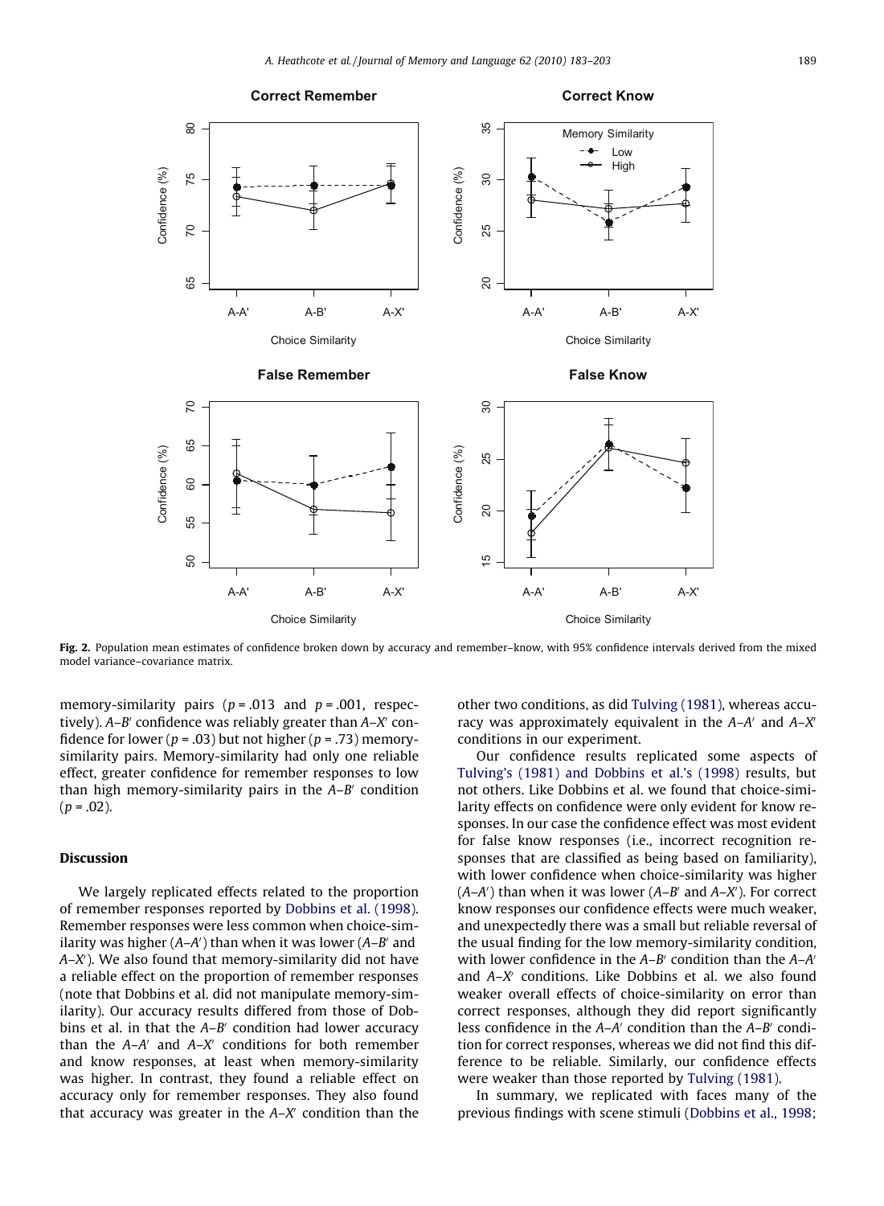**Fig. 2.** Population mean estimates of confidence broken down by accuracy and remember–know, with 95% confidence intervals derived from the mixed model variance–covariance matrix.

memory-similarity pairs ($p = .013$ and $p = .001$, respectively). *A–B′* confidence was reliably greater than *A–X′* confidence for lower ($p = .03$) but not higher ($p = .73$) memory-similarity pairs. Memory-similarity had only one reliable effect, greater confidence for remember responses to low than high memory-similarity pairs in the *A–B′* condition ($p = .02$).

## Discussion

We largely replicated effects related to the proportion of remember responses reported by Dobbins et al. (1998). Remember responses were less common when choice-similarity was higher (*A–A′*) than when it was lower (*A–B′* and *A–X′*). We also found that memory-similarity did not have a reliable effect on the proportion of remember responses (note that Dobbins et al. did not manipulate memory-similarity). Our accuracy results differed from those of Dobbins et al. in that the *A–B′* condition had lower accuracy than the *A–A′* and *A–X′* conditions for both remember and know responses, at least when memory-similarity was higher. In contrast, they found a reliable effect on accuracy only for remember responses. They also found that accuracy was greater in the *A–X′* condition than the other two conditions, as did Tulving (1981), whereas accuracy was approximately equivalent in the *A–A′* and *A–X′* conditions in our experiment.

Our confidence results replicated some aspects of Tulving's (1981) and Dobbins et al.'s (1998) results, but not others. Like Dobbins et al. we found that choice-similarity effects on confidence were only evident for know responses. In our case the confidence effect was most evident for false know responses (i.e., incorrect recognition responses that are classified as being based on familiarity), with lower confidence when choice-similarity was higher (*A–A′*) than when it was lower (*A–B′* and *A–X′*). For correct know responses our confidence effects were much weaker, and unexpectedly there was a small but reliable reversal of the usual finding for the low memory-similarity condition, with lower confidence in the *A–B′* condition than the *A–A′* and *A–X′* conditions. Like Dobbins et al. we also found weaker overall effects of choice-similarity on error than correct responses, although they did report significantly less confidence in the *A–A′* condition than the *A–B′* condition for correct responses, whereas we did not find this difference to be reliable. Similarly, our confidence effects were weaker than those reported by Tulving (1981).

In summary, we replicated with faces many of the previous findings with scene stimuli (Dobbins et al., 1998;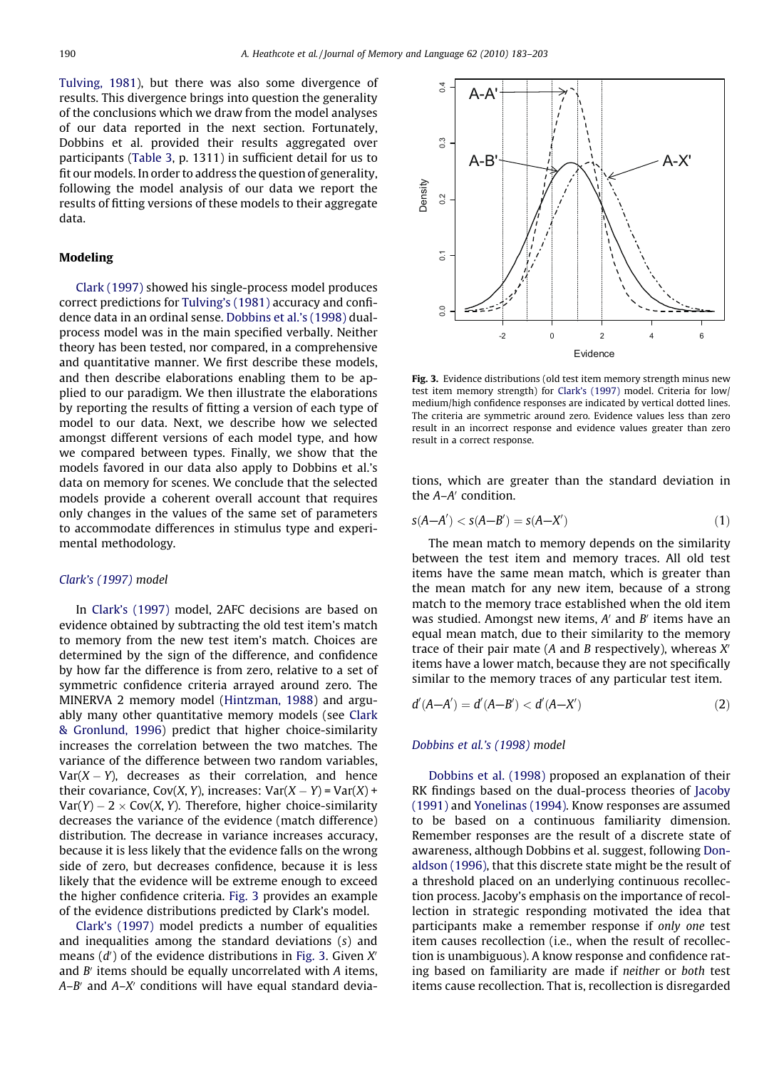Tulving, 1981), but there was also some divergence of results. This divergence brings into question the generality of the conclusions which we draw from the model analyses of our data reported in the next section. Fortunately, Dobbins et al. provided their results aggregated over participants (Table 3, p. 1311) in sufficient detail for us to fit our models. In order to address the question of generality, following the model analysis of our data we report the results of fitting versions of these models to their aggregate data.

## Modeling

Clark (1997) showed his single-process model produces correct predictions for Tulving's (1981) accuracy and confidence data in an ordinal sense. Dobbins et al.'s (1998) dual-process model was in the main specified verbally. Neither theory has been tested, nor compared, in a comprehensive and quantitative manner. We first describe these models, and then describe elaborations enabling them to be applied to our paradigm. We then illustrate the elaborations by reporting the results of fitting a version of each type of model to our data. Next, we describe how we selected amongst different versions of each model type, and how we compared between types. Finally, we show that the models favored in our data also apply to Dobbins et al.'s data on memory for scenes. We conclude that the selected models provide a coherent overall account that requires only changes in the values of the same set of parameters to accommodate differences in stimulus type and experimental methodology.

### *Clark's (1997) model*

In Clark's (1997) model, 2AFC decisions are based on evidence obtained by subtracting the old test item's match to memory from the new test item's match. Choices are determined by the sign of the difference, and confidence by how far the difference is from zero, relative to a set of symmetric confidence criteria arrayed around zero. The MINERVA 2 memory model (Hintzman, 1988) and arguably many other quantitative memory models (see Clark & Gronlund, 1996) predict that higher choice-similarity increases the correlation between the two matches. The variance of the difference between two random variables, $\mathrm{Var}(X - Y)$, decreases as their correlation, and hence their covariance, $\mathrm{Cov}(X, Y)$, increases: $\mathrm{Var}(X - Y) = \mathrm{Var}(X) + \mathrm{Var}(Y) - 2 \times \mathrm{Cov}(X, Y)$. Therefore, higher choice-similarity decreases the variance of the evidence (match difference) distribution. The decrease in variance increases accuracy, because it is less likely that the evidence falls on the wrong side of zero, but decreases confidence, because it is less likely that the evidence will be extreme enough to exceed the higher confidence criteria. Fig. 3 provides an example of the evidence distributions predicted by Clark's model.

Clark's (1997) model predicts a number of equalities and inequalities among the standard deviations ($s$) and means ($d'$) of the evidence distributions in Fig. 3. Given $X'$ and $B'$ items should be equally uncorrelated with $A$ items, $A$–$B'$ and $A$–$X'$ conditions will have equal standard deviations, which are greater than the standard deviation in the $A$–$A'$ condition.

Fig. 3. Evidence distributions (old test item memory strength minus new test item memory strength) for Clark's (1997) model. Criteria for low/medium/high confidence responses are indicated by vertical dotted lines. The criteria are symmetric around zero. Evidence values less than zero result in an incorrect response and evidence values greater than zero result in a correct response.

$$s(A\text{–}A') < s(A\text{–}B') = s(A\text{–}X') \tag{1}$$

The mean match to memory depends on the similarity between the test item and memory traces. All old test items have the same mean match, which is greater than the mean match for any new item, because of a strong match to the memory trace established when the old item was studied. Amongst new items, $A'$ and $B'$ items have an equal mean match, due to their similarity to the memory trace of their pair mate ($A$ and $B$ respectively), whereas $X'$ items have a lower match, because they are not specifically similar to the memory traces of any particular test item.

$$d'(A\text{–}A') = d'(A\text{–}B') < d'(A\text{–}X') \tag{2}$$

### *Dobbins et al.'s (1998) model*

Dobbins et al. (1998) proposed an explanation of their RK findings based on the dual-process theories of Jacoby (1991) and Yonelinas (1994). Know responses are assumed to be based on a continuous familiarity dimension. Remember responses are the result of a discrete state of awareness, although Dobbins et al. suggest, following Donaldson (1996), that this discrete state might be the result of a threshold placed on an underlying continuous recollection process. Jacoby's emphasis on the importance of recollection in strategic responding motivated the idea that participants make a remember response if *only one* test item causes recollection (i.e., when the result of recollection is unambiguous). A know response and confidence rating based on familiarity are made if *neither* or *both* test items cause recollection. That is, recollection is disregarded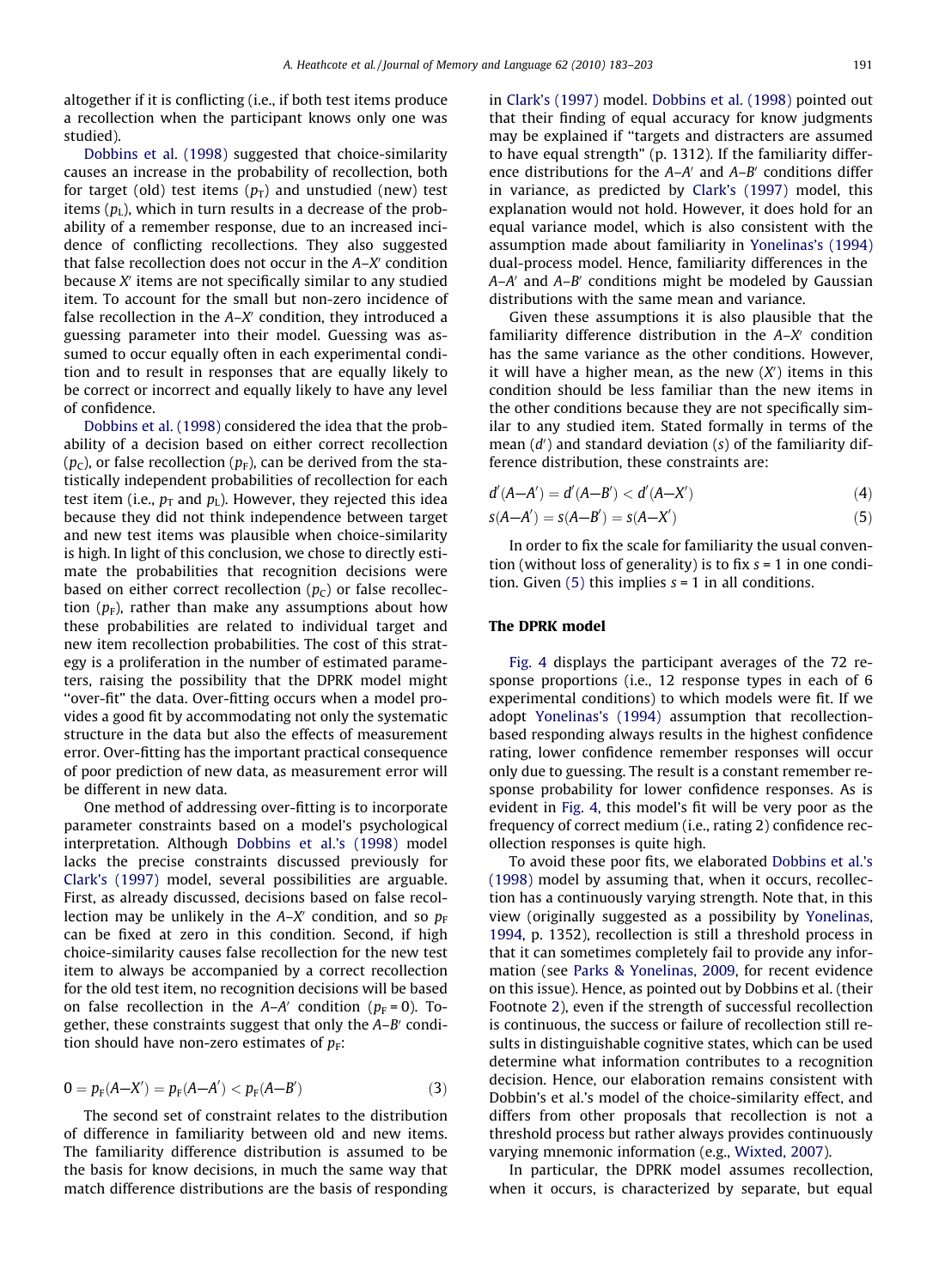altogether if it is conflicting (i.e., if both test items produce a recollection when the participant knows only one was studied).

Dobbins et al. (1998) suggested that choice-similarity causes an increase in the probability of recollection, both for target (old) test items ($p_T$) and unstudied (new) test items ($p_L$), which in turn results in a decrease of the probability of a remember response, due to an increased incidence of conflicting recollections. They also suggested that false recollection does not occur in the $A$–$X'$ condition because $X'$ items are not specifically similar to any studied item. To account for the small but non-zero incidence of false recollection in the $A$–$X'$ condition, they introduced a guessing parameter into their model. Guessing was assumed to occur equally often in each experimental condition and to result in responses that are equally likely to be correct or incorrect and equally likely to have any level of confidence.

Dobbins et al. (1998) considered the idea that the probability of a decision based on either correct recollection ($p_C$), or false recollection ($p_F$), can be derived from the statistically independent probabilities of recollection for each test item (i.e., $p_T$ and $p_L$). However, they rejected this idea because they did not think independence between target and new test items was plausible when choice-similarity is high. In light of this conclusion, we chose to directly estimate the probabilities that recognition decisions were based on either correct recollection ($p_C$) or false recollection ($p_F$), rather than make any assumptions about how these probabilities are related to individual target and new item recollection probabilities. The cost of this strategy is a proliferation in the number of estimated parameters, raising the possibility that the DPRK model might "over-fit" the data. Over-fitting occurs when a model provides a good fit by accommodating not only the systematic structure in the data but also the effects of measurement error. Over-fitting has the important practical consequence of poor prediction of new data, as measurement error will be different in new data.

One method of addressing over-fitting is to incorporate parameter constraints based on a model's psychological interpretation. Although Dobbins et al.'s (1998) model lacks the precise constraints discussed previously for Clark's (1997) model, several possibilities are arguable. First, as already discussed, decisions based on false recollection may be unlikely in the $A$–$X'$ condition, and so $p_F$ can be fixed at zero in this condition. Second, if high choice-similarity causes false recollection for the new test item to always be accompanied by a correct recollection for the old test item, no recognition decisions will be based on false recollection in the $A$–$A'$ condition ($p_F = 0$). Together, these constraints suggest that only the $A$–$B'$ condition should have non-zero estimates of $p_F$:

$$0 = p_F(A\text{–}X') = p_F(A\text{–}A') < p_F(A\text{–}B') \tag{3}$$

The second set of constraint relates to the distribution of difference in familiarity between old and new items. The familiarity difference distribution is assumed to be the basis for know decisions, in much the same way that match difference distributions are the basis of responding in Clark's (1997) model. Dobbins et al. (1998) pointed out that their finding of equal accuracy for know judgments may be explained if "targets and distracters are assumed to have equal strength" (p. 1312). If the familiarity difference distributions for the $A$–$A'$ and $A$–$B'$ conditions differ in variance, as predicted by Clark's (1997) model, this explanation would not hold. However, it does hold for an equal variance model, which is also consistent with the assumption made about familiarity in Yonelinas's (1994) dual-process model. Hence, familiarity differences in the $A$–$A'$ and $A$–$B'$ conditions might be modeled by Gaussian distributions with the same mean and variance.

Given these assumptions it is also plausible that the familiarity difference distribution in the $A$–$X'$ condition has the same variance as the other conditions. However, it will have a higher mean, as the new ($X'$) items in this condition should be less familiar than the new items in the other conditions because they are not specifically similar to any studied item. Stated formally in terms of the mean ($d'$) and standard deviation ($s$) of the familiarity difference distribution, these constraints are:

$$d'(A\text{–}A') = d'(A\text{–}B') < d'(A\text{–}X') \tag{4}$$

$$s(A\text{–}A') = s(A\text{–}B') = s(A\text{–}X') \tag{5}$$

In order to fix the scale for familiarity the usual convention (without loss of generality) is to fix $s = 1$ in one condition. Given (5) this implies $s = 1$ in all conditions.

## The DPRK model

Fig. 4 displays the participant averages of the 72 response proportions (i.e., 12 response types in each of 6 experimental conditions) to which models were fit. If we adopt Yonelinas's (1994) assumption that recollection-based responding always results in the highest confidence rating, lower confidence remember responses will occur only due to guessing. The result is a constant remember response probability for lower confidence responses. As is evident in Fig. 4, this model's fit will be very poor as the frequency of correct medium (i.e., rating 2) confidence recollection responses is quite high.

To avoid these poor fits, we elaborated Dobbins et al.'s (1998) model by assuming that, when it occurs, recollection has a continuously varying strength. Note that, in this view (originally suggested as a possibility by Yonelinas, 1994, p. 1352), recollection is still a threshold process in that it can sometimes completely fail to provide any information (see Parks & Yonelinas, 2009, for recent evidence on this issue). Hence, as pointed out by Dobbins et al. (their Footnote 2), even if the strength of successful recollection is continuous, the success or failure of recollection still results in distinguishable cognitive states, which can be used determine what information contributes to a recognition decision. Hence, our elaboration remains consistent with Dobbin's et al.'s model of the choice-similarity effect, and differs from other proposals that recollection is not a threshold process but rather always provides continuously varying mnemonic information (e.g., Wixted, 2007).

In particular, the DPRK model assumes recollection, when it occurs, is characterized by separate, but equal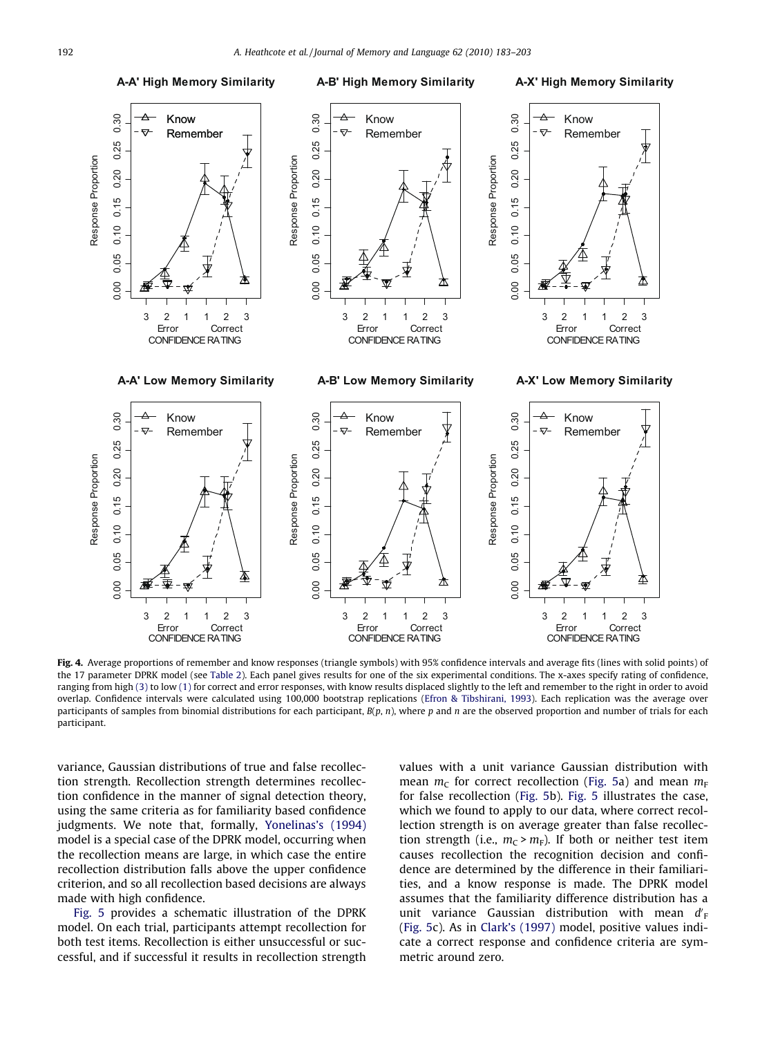**Fig. 4.** Average proportions of remember and know responses (triangle symbols) with 95% confidence intervals and average fits (lines with solid points) of the 17 parameter DPRK model (see Table 2). Each panel gives results for one of the six experimental conditions. The x-axes specify rating of confidence, ranging from high (3) to low (1) for correct and error responses, with know results displaced slightly to the left and remember to the right in order to avoid overlap. Confidence intervals were calculated using 100,000 bootstrap replications (Efron & Tibshirani, 1993). Each replication was the average over participants of samples from binomial distributions for each participant, $B(p, n)$, where $p$ and $n$ are the observed proportion and number of trials for each participant.

variance, Gaussian distributions of true and false recollection strength. Recollection strength determines recollection confidence in the manner of signal detection theory, using the same criteria as for familiarity based confidence judgments. We note that, formally, Yonelinas's (1994) model is a special case of the DPRK model, occurring when the recollection means are large, in which case the entire recollection distribution falls above the upper confidence criterion, and so all recollection based decisions are always made with high confidence.

Fig. 5 provides a schematic illustration of the DPRK model. On each trial, participants attempt recollection for both test items. Recollection is either unsuccessful or successful, and if successful it results in recollection strength values with a unit variance Gaussian distribution with mean $m_C$ for correct recollection (Fig. 5a) and mean $m_F$ for false recollection (Fig. 5b). Fig. 5 illustrates the case, which we found to apply to our data, where correct recollection strength is on average greater than false recollection strength (i.e., $m_C > m_F$). If both or neither test item causes recollection the recognition decision and confidence are determined by the difference in their familiarities, and a know response is made. The DPRK model assumes that the familiarity difference distribution has a unit variance Gaussian distribution with mean $d'_F$ (Fig. 5c). As in Clark's (1997) model, positive values indicate a correct response and confidence criteria are symmetric around zero.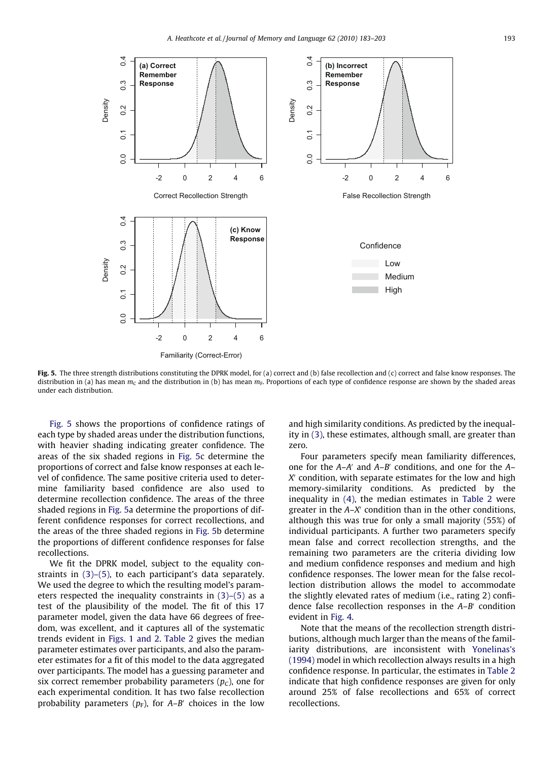**Fig. 5.** The three strength distributions constituting the DPRK model, for (a) correct and (b) false recollection and (c) correct and false know responses. The distribution in (a) has mean $m_C$ and the distribution in (b) has mean $m_F$. Proportions of each type of confidence response are shown by the shaded areas under each distribution.

Fig. 5 shows the proportions of confidence ratings of each type by shaded areas under the distribution functions, with heavier shading indicating greater confidence. The areas of the six shaded regions in Fig. 5c determine the proportions of correct and false know responses at each level of confidence. The same positive criteria used to determine familiarity based confidence are also used to determine recollection confidence. The areas of the three shaded regions in Fig. 5a determine the proportions of different confidence responses for correct recollections, and the areas of the three shaded regions in Fig. 5b determine the proportions of different confidence responses for false recollections.

We fit the DPRK model, subject to the equality constraints in (3)–(5), to each participant's data separately. We used the degree to which the resulting model's parameters respected the inequality constraints in (3)–(5) as a test of the plausibility of the model. The fit of this 17 parameter model, given the data have 66 degrees of freedom, was excellent, and it captures all of the systematic trends evident in Figs. 1 and 2. Table 2 gives the median parameter estimates over participants, and also the parameter estimates for a fit of this model to the data aggregated over participants. The model has a guessing parameter and six correct remember probability parameters ($p_C$), one for each experimental condition. It has two false recollection probability parameters ($p_F$), for *A–B′* choices in the low and high similarity conditions. As predicted by the inequality in (3), these estimates, although small, are greater than zero.

Four parameters specify mean familiarity differences, one for the *A–A′* and *A–B′* conditions, and one for the *A–X′* condition, with separate estimates for the low and high memory-similarity conditions. As predicted by the inequality in (4), the median estimates in Table 2 were greater in the *A–X′* condition than in the other conditions, although this was true for only a small majority (55%) of individual participants. A further two parameters specify mean false and correct recollection strengths, and the remaining two parameters are the criteria dividing low and medium confidence responses and medium and high confidence responses. The lower mean for the false recollection distribution allows the model to accommodate the slightly elevated rates of medium (i.e., rating 2) confidence false recollection responses in the *A–B′* condition evident in Fig. 4.

Note that the means of the recollection strength distributions, although much larger than the means of the familiarity distributions, are inconsistent with Yonelinas's (1994) model in which recollection always results in a high confidence response. In particular, the estimates in Table 2 indicate that high confidence responses are given for only around 25% of false recollections and 65% of correct recollections.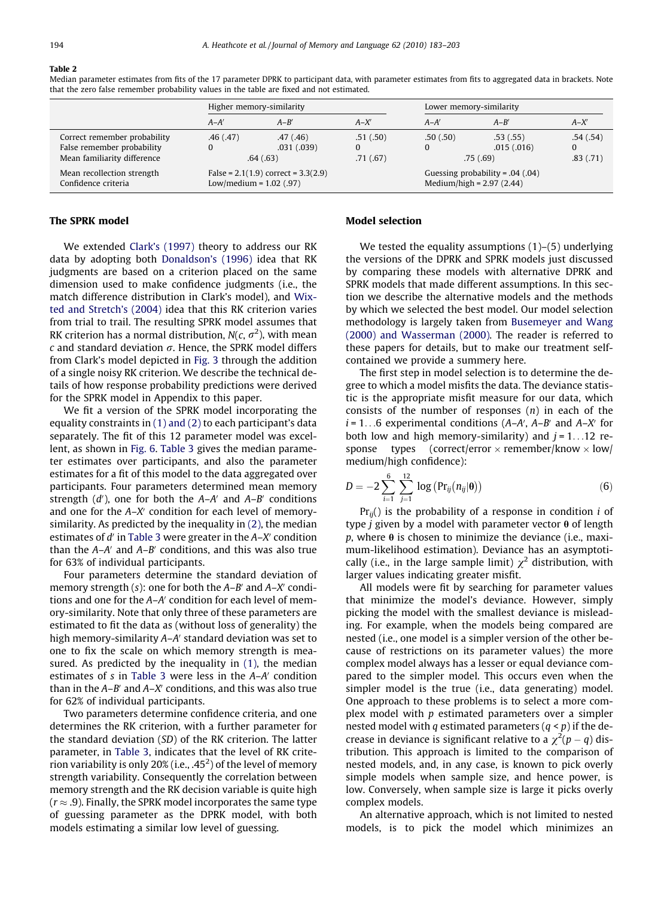**Table 2**

Median parameter estimates from fits of the 17 parameter DPRK to participant data, with parameter estimates from fits to aggregated data in brackets. Note that the zero false remember probability values in the table are fixed and not estimated.

| | Higher memory-similarity | | | Lower memory-similarity | | |
|---|---|---|---|---|---|---|
| | *A–A′* | *A–B′* | *A–X′* | *A–A′* | *A–B′* | *A–X′* |
| Correct remember probability | .46 (.47) | .47 (.46) | .51 (.50) | .50 (.50) | .53 (.55) | .54 (.54) |
| False remember probability | 0 | .031 (.039) | 0 | 0 | .015 (.016) | 0 |
| Mean familiarity difference | .64 (.63) | | .71 (.67) | .75 (.69) | | .83 (.71) |
| Mean recollection strength | False = 2.1(1.9) correct = 3.3(2.9) | | | Guessing probability = .04 (.04) | | |
| Confidence criteria | Low/medium = 1.02 (.97) | | | Medium/high = 2.97 (2.44) | | |

### The SPRK model

We extended Clark's (1997) theory to address our RK data by adopting both Donaldson's (1996) idea that RK judgments are based on a criterion placed on the same dimension used to make confidence judgments (i.e., the match difference distribution in Clark's model), and Wixted and Stretch's (2004) idea that this RK criterion varies from trial to trail. The resulting SPRK model assumes that RK criterion has a normal distribution, $N(c, \sigma^2)$, with mean $c$ and standard deviation $\sigma$. Hence, the SPRK model differs from Clark's model depicted in Fig. 3 through the addition of a single noisy RK criterion. We describe the technical details of how response probability predictions were derived for the SPRK model in Appendix to this paper.

We fit a version of the SPRK model incorporating the equality constraints in (1) and (2) to each participant's data separately. The fit of this 12 parameter model was excellent, as shown in Fig. 6. Table 3 gives the median parameter estimates over participants, and also the parameter estimates for a fit of this model to the data aggregated over participants. Four parameters determined mean memory strength ($d'$), one for both the *A–A′* and *A–B′* conditions and one for the *A–X′* condition for each level of memory-similarity. As predicted by the inequality in (2), the median estimates of $d'$ in Table 3 were greater in the *A–X′* condition than the *A–A′* and *A–B′* conditions, and this was also true for 63% of individual participants.

Four parameters determine the standard deviation of memory strength ($s$): one for both the *A–B′* and *A–X′* conditions and one for the *A–A′* condition for each level of memory-similarity. Note that only three of these parameters are estimated to fit the data as (without loss of generality) the high memory-similarity *A–A′* standard deviation was set to one to fix the scale on which memory strength is measured. As predicted by the inequality in (1), the median estimates of $s$ in Table 3 were less in the *A–A′* condition than in the *A–B′* and *A–X′* conditions, and this was also true for 62% of individual participants.

Two parameters determine confidence criteria, and one determines the RK criterion, with a further parameter for the standard deviation (*SD*) of the RK criterion. The latter parameter, in Table 3, indicates that the level of RK criterion variability is only 20% (i.e., $.45^2$) of the level of memory strength variability. Consequently the correlation between memory strength and the RK decision variable is quite high ($r \approx .9$). Finally, the SPRK model incorporates the same type of guessing parameter as the DPRK model, with both models estimating a similar low level of guessing.

### Model selection

We tested the equality assumptions (1)–(5) underlying the versions of the DPRK and SPRK models just discussed by comparing these models with alternative DPRK and SPRK models that made different assumptions. In this section we describe the alternative models and the methods by which we selected the best model. Our model selection methodology is largely taken from Busemeyer and Wang (2000) and Wasserman (2000). The reader is referred to these papers for details, but to make our treatment self-contained we provide a summery here.

The first step in model selection is to determine the degree to which a model misfits the data. The deviance statistic is the appropriate misfit measure for our data, which consists of the number of responses ($n$) in each of the $i = 1\ldots6$ experimental conditions (*A–A′*, *A–B′* and *A–X′* for both low and high memory-similarity) and $j = 1\ldots12$ response types (correct/error × remember/know × low/medium/high confidence):

$$D = -2\sum_{i=1}^{6}\sum_{j=1}^{12}\log\left(\Pr_{ij}(n_{ij}|\boldsymbol{\theta})\right) \tag{6}$$

$\Pr_{ij}()$ is the probability of a response in condition $i$ of type $j$ given by a model with parameter vector $\boldsymbol{\theta}$ of length $p$, where $\boldsymbol{\theta}$ is chosen to minimize the deviance (i.e., maximum-likelihood estimation). Deviance has an asymptotically (i.e., in the large sample limit) $\chi^2$ distribution, with larger values indicating greater misfit.

All models were fit by searching for parameter values that minimize the model's deviance. However, simply picking the model with the smallest deviance is misleading. For example, when the models being compared are nested (i.e., one model is a simpler version of the other because of restrictions on its parameter values) the more complex model always has a lesser or equal deviance compared to the simpler model. This occurs even when the simpler model is the true (i.e., data generating) model. One approach to these problems is to select a more complex model with $p$ estimated parameters over a simpler nested model with $q$ estimated parameters ($q < p$) if the decrease in deviance is significant relative to a $\chi^2(p - q)$ distribution. This approach is limited to the comparison of nested models, and, in any case, is known to pick overly simple models when sample size, and hence power, is low. Conversely, when sample size is large it picks overly complex models.

An alternative approach, which is not limited to nested models, is to pick the model which minimizes an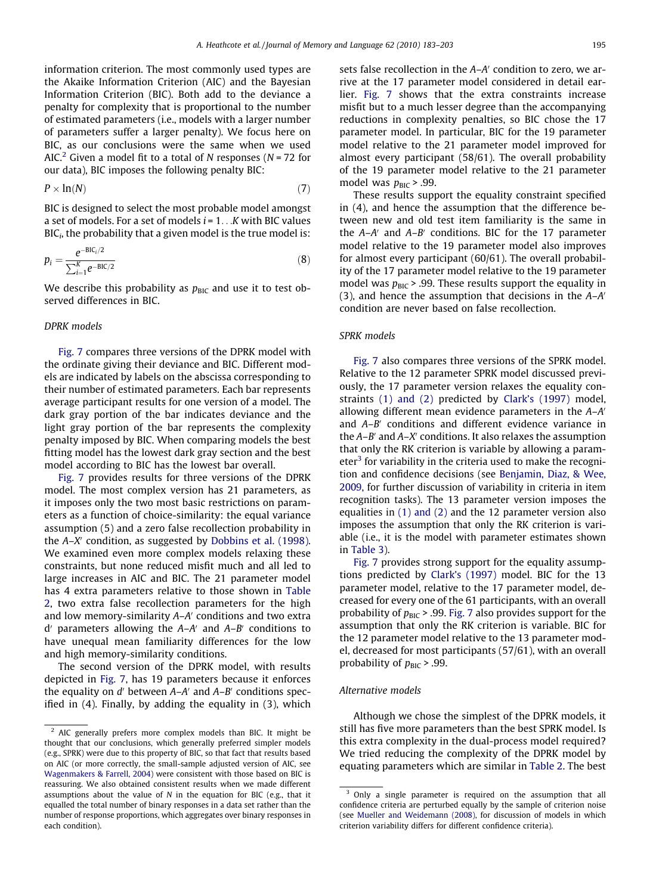information criterion. The most commonly used types are the Akaike Information Criterion (AIC) and the Bayesian Information Criterion (BIC). Both add to the deviance a penalty for complexity that is proportional to the number of estimated parameters (i.e., models with a larger number of parameters suffer a larger penalty). We focus here on BIC, as our conclusions were the same when we used AIC.[2] Given a model fit to a total of $N$ responses ($N$ = 72 for our data), BIC imposes the following penalty BIC:

$$P \times \ln(N) \tag{7}$$

BIC is designed to select the most probable model amongst a set of models. For a set of models $i = 1 \ldots K$ with BIC values $\text{BIC}_i$, the probability that a given model is the true model is:

$$p_i = \frac{e^{-\text{BIC}_i/2}}{\sum_{i=1}^{K} e^{-\text{BIC}/2}} \tag{8}$$

We describe this probability as $p_{\text{BIC}}$ and use it to test observed differences in BIC.

### DPRK models

Fig. 7 compares three versions of the DPRK model with the ordinate giving their deviance and BIC. Different models are indicated by labels on the abscissa corresponding to their number of estimated parameters. Each bar represents average participant results for one version of a model. The dark gray portion of the bar indicates deviance and the light gray portion of the bar represents the complexity penalty imposed by BIC. When comparing models the best fitting model has the lowest dark gray section and the best model according to BIC has the lowest bar overall.

Fig. 7 provides results for three versions of the DPRK model. The most complex version has 21 parameters, as it imposes only the two most basic restrictions on parameters as a function of choice-similarity: the equal variance assumption (5) and a zero false recollection probability in the *A*–*X*′ condition, as suggested by Dobbins et al. (1998). We examined even more complex models relaxing these constraints, but none reduced misfit much and all led to large increases in AIC and BIC. The 21 parameter model has 4 extra parameters relative to those shown in Table 2, two extra false recollection parameters for the high and low memory-similarity *A*–*A*′ conditions and two extra d′ parameters allowing the *A*–*A*′ and *A*–*B*′ conditions to have unequal mean familiarity differences for the low and high memory-similarity conditions.

The second version of the DPRK model, with results depicted in Fig. 7, has 19 parameters because it enforces the equality on $d'$ between *A*–*A*′ and *A*–*B*′ conditions specified in (4). Finally, by adding the equality in (3), which sets false recollection in the *A*–*A*′ condition to zero, we arrive at the 17 parameter model considered in detail earlier. Fig. 7 shows that the extra constraints increase misfit but to a much lesser degree than the accompanying reductions in complexity penalties, so BIC chose the 17 parameter model. In particular, BIC for the 19 parameter model relative to the 21 parameter model improved for almost every participant (58/61). The overall probability of the 19 parameter model relative to the 21 parameter model was $p_{\text{BIC}} > .99$.

These results support the equality constraint specified in (4), and hence the assumption that the difference between new and old test item familiarity is the same in the *A*–*A*′ and *A*–*B*′ conditions. BIC for the 17 parameter model relative to the 19 parameter model also improves for almost every participant (60/61). The overall probability of the 17 parameter model relative to the 19 parameter model was $p_{\text{BIC}} > .99$. These results support the equality in (3), and hence the assumption that decisions in the *A*–*A*′ condition are never based on false recollection.

### SPRK models

Fig. 7 also compares three versions of the SPRK model. Relative to the 12 parameter SPRK model discussed previously, the 17 parameter version relaxes the equality constraints (1) and (2) predicted by Clark's (1997) model, allowing different mean evidence parameters in the *A*–*A*′ and *A*–*B*′ conditions and different evidence variance in the *A*–*B*′ and *A*–*X*′ conditions. It also relaxes the assumption that only the RK criterion is variable by allowing a parameter[3] for variability in the criteria used to make the recognition and confidence decisions (see Benjamin, Diaz, & Wee, 2009, for further discussion of variability in criteria in item recognition tasks). The 13 parameter version imposes the equalities in (1) and (2) and the 12 parameter version also imposes the assumption that only the RK criterion is variable (i.e., it is the model with parameter estimates shown in Table 3).

Fig. 7 provides strong support for the equality assumptions predicted by Clark's (1997) model. BIC for the 13 parameter model, relative to the 17 parameter model, decreased for every one of the 61 participants, with an overall probability of $p_{\text{BIC}} > .99$. Fig. 7 also provides support for the assumption that only the RK criterion is variable. BIC for the 12 parameter model relative to the 13 parameter model, decreased for most participants (57/61), with an overall probability of $p_{\text{BIC}} > .99$.

### Alternative models

Although we chose the simplest of the DPRK models, it still has five more parameters than the best SPRK model. Is this extra complexity in the dual-process model required? We tried reducing the complexity of the DPRK model by equating parameters which are similar in Table 2. The best

---

[2] AIC generally prefers more complex models than BIC. It might be thought that our conclusions, which generally preferred simpler models (e.g., SPRK) were due to this property of BIC, so that fact that results based on AIC (or more correctly, the small-sample adjusted version of AIC, see Wagenmakers & Farrell, 2004) were consistent with those based on BIC is reassuring. We also obtained consistent results when we made different assumptions about the value of $N$ in the equation for BIC (e.g., that it equalled the total number of binary responses in a data set rather than the number of response proportions, which aggregates over binary responses in each condition).

[3] Only a single parameter is required on the assumption that all confidence criteria are perturbed equally by the sample of criterion noise (see Mueller and Weidemann (2008), for discussion of models in which criterion variability differs for different confidence criteria).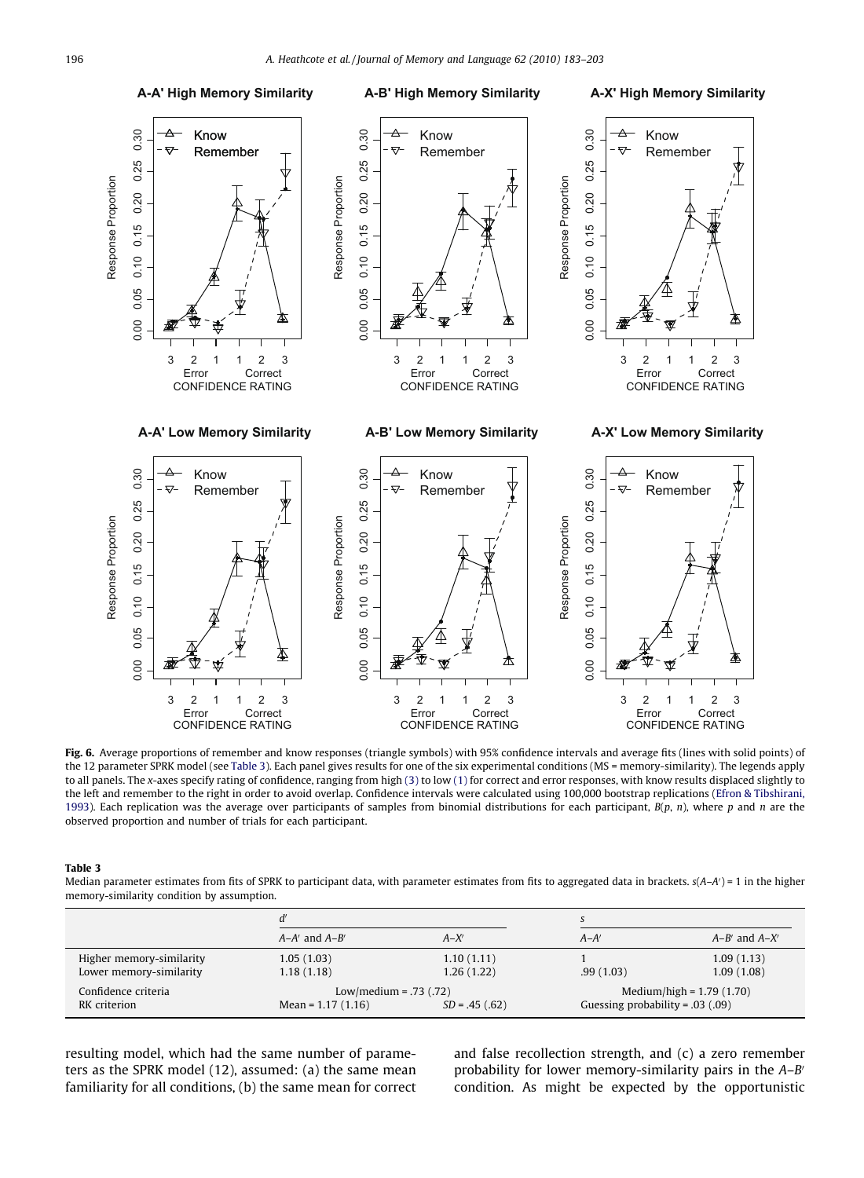**Fig. 6.** Average proportions of remember and know responses (triangle symbols) with 95% confidence intervals and average fits (lines with solid points) of the 12 parameter SPRK model (see Table 3). Each panel gives results for one of the six experimental conditions (MS = memory-similarity). The legends apply to all panels. The *x*-axes specify rating of confidence, ranging from high (3) to low (1) for correct and error responses, with know results displaced slightly to the left and remember to the right in order to avoid overlap. Confidence intervals were calculated using 100,000 bootstrap replications (Efron & Tibshirani, 1993). Each replication was the average over participants of samples from binomial distributions for each participant, $B(p, n)$, where $p$ and $n$ are the observed proportion and number of trials for each participant.

**Table 3**
Median parameter estimates from fits of SPRK to participant data, with parameter estimates from fits to aggregated data in brackets. $s(A–A') = 1$ in the higher memory-similarity condition by assumption.

| | $d'$ | | $s$ | |
|---|---|---|---|---|
| | $A–A'$ and $A–B'$ | $A–X'$ | $A–A'$ | $A–B'$ and $A–X'$ |
| Higher memory-similarity | 1.05 (1.03) | 1.10 (1.11) | 1 | 1.09 (1.13) |
| Lower memory-similarity | 1.18 (1.18) | 1.26 (1.22) | .99 (1.03) | 1.09 (1.08) |
| Confidence criteria | Low/medium = .73 (.72) | | Medium/high = 1.79 (1.70) | |
| RK criterion | Mean = 1.17 (1.16) | $SD$ = .45 (.62) | Guessing probability = .03 (.09) | |

resulting model, which had the same number of parameters as the SPRK model (12), assumed: (a) the same mean familiarity for all conditions, (b) the same mean for correct and false recollection strength, and (c) a zero remember probability for lower memory-similarity pairs in the $A–B'$ condition. As might be expected by the opportunistic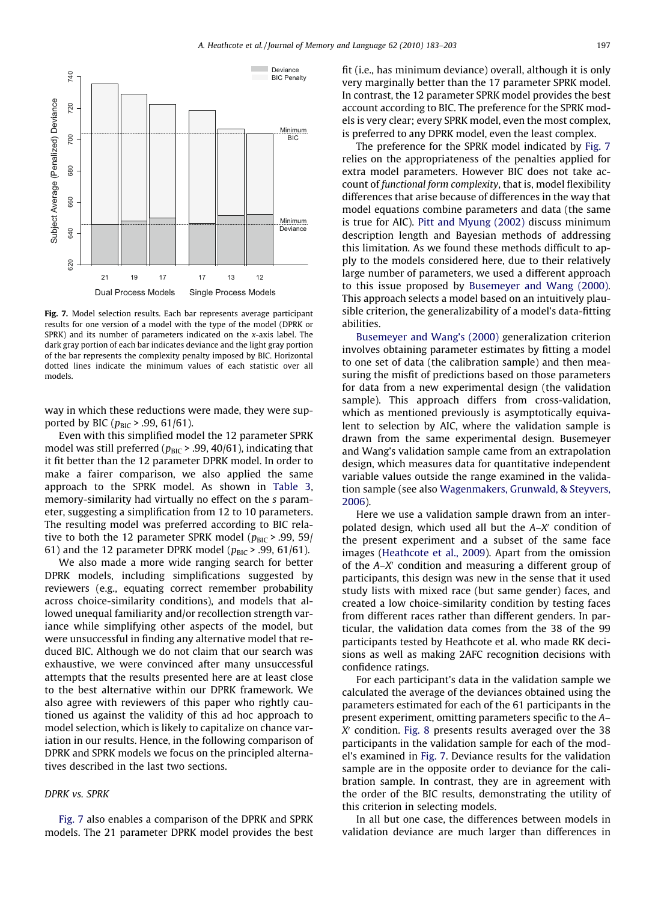Fig. 7. Model selection results. Each bar represents average participant results for one version of a model with the type of the model (DPRK or SPRK) and its number of parameters indicated on the x-axis label. The dark gray portion of each bar indicates deviance and the light gray portion of the bar represents the complexity penalty imposed by BIC. Horizontal dotted lines indicate the minimum values of each statistic over all models.

way in which these reductions were made, they were supported by BIC ($p_{BIC}$ > .99, 61/61).

Even with this simplified model the 12 parameter SPRK model was still preferred ($p_{BIC}$ > .99, 40/61), indicating that it fit better than the 12 parameter DPRK model. In order to make a fairer comparison, we also applied the same approach to the SPRK model. As shown in Table 3, memory-similarity had virtually no effect on the *s* parameter, suggesting a simplification from 12 to 10 parameters. The resulting model was preferred according to BIC relative to both the 12 parameter SPRK model ($p_{BIC}$ > .99, 59/61) and the 12 parameter DPRK model ($p_{BIC}$ > .99, 61/61).

We also made a more wide ranging search for better DPRK models, including simplifications suggested by reviewers (e.g., equating correct remember probability across choice-similarity conditions), and models that allowed unequal familiarity and/or recollection strength variance while simplifying other aspects of the model, but were unsuccessful in finding any alternative model that reduced BIC. Although we do not claim that our search was exhaustive, we were convinced after many unsuccessful attempts that the results presented here are at least close to the best alternative within our DPRK framework. We also agree with reviewers of this paper who rightly cautioned us against the validity of this ad hoc approach to model selection, which is likely to capitalize on chance variation in our results. Hence, in the following comparison of DPRK and SPRK models we focus on the principled alternatives described in the last two sections.

### DPRK vs. SPRK

Fig. 7 also enables a comparison of the DPRK and SPRK models. The 21 parameter DPRK model provides the best fit (i.e., has minimum deviance) overall, although it is only very marginally better than the 17 parameter SPRK model. In contrast, the 12 parameter SPRK model provides the best account according to BIC. The preference for the SPRK models is very clear; every SPRK model, even the most complex, is preferred to any DPRK model, even the least complex.

The preference for the SPRK model indicated by Fig. 7 relies on the appropriateness of the penalties applied for extra model parameters. However BIC does not take account of *functional form complexity*, that is, model flexibility differences that arise because of differences in the way that model equations combine parameters and data (the same is true for AIC). Pitt and Myung (2002) discuss minimum description length and Bayesian methods of addressing this limitation. As we found these methods difficult to apply to the models considered here, due to their relatively large number of parameters, we used a different approach to this issue proposed by Busemeyer and Wang (2000). This approach selects a model based on an intuitively plausible criterion, the generalizability of a model's data-fitting abilities.

Busemeyer and Wang's (2000) generalization criterion involves obtaining parameter estimates by fitting a model to one set of data (the calibration sample) and then measuring the misfit of predictions based on those parameters for data from a new experimental design (the validation sample). This approach differs from cross-validation, which as mentioned previously is asymptotically equivalent to selection by AIC, where the validation sample is drawn from the same experimental design. Busemeyer and Wang's validation sample came from an extrapolation design, which measures data for quantitative independent variable values outside the range examined in the validation sample (see also Wagenmakers, Grunwald, & Steyvers, 2006).

Here we use a validation sample drawn from an interpolated design, which used all but the *A–X′* condition of the present experiment and a subset of the same face images (Heathcote et al., 2009). Apart from the omission of the *A–X′* condition and measuring a different group of participants, this design was new in the sense that it used study lists with mixed race (but same gender) faces, and created a low choice-similarity condition by testing faces from different races rather than different genders. In particular, the validation data comes from the 38 of the 99 participants tested by Heathcote et al. who made RK decisions as well as making 2AFC recognition decisions with confidence ratings.

For each participant's data in the validation sample we calculated the average of the deviances obtained using the parameters estimated for each of the 61 participants in the present experiment, omitting parameters specific to the *A–X′* condition. Fig. 8 presents results averaged over the 38 participants in the validation sample for each of the model's examined in Fig. 7. Deviance results for the validation sample are in the opposite order to deviance for the calibration sample. In contrast, they are in agreement with the order of the BIC results, demonstrating the utility of this criterion in selecting models.

In all but one case, the differences between models in validation deviance are much larger than differences in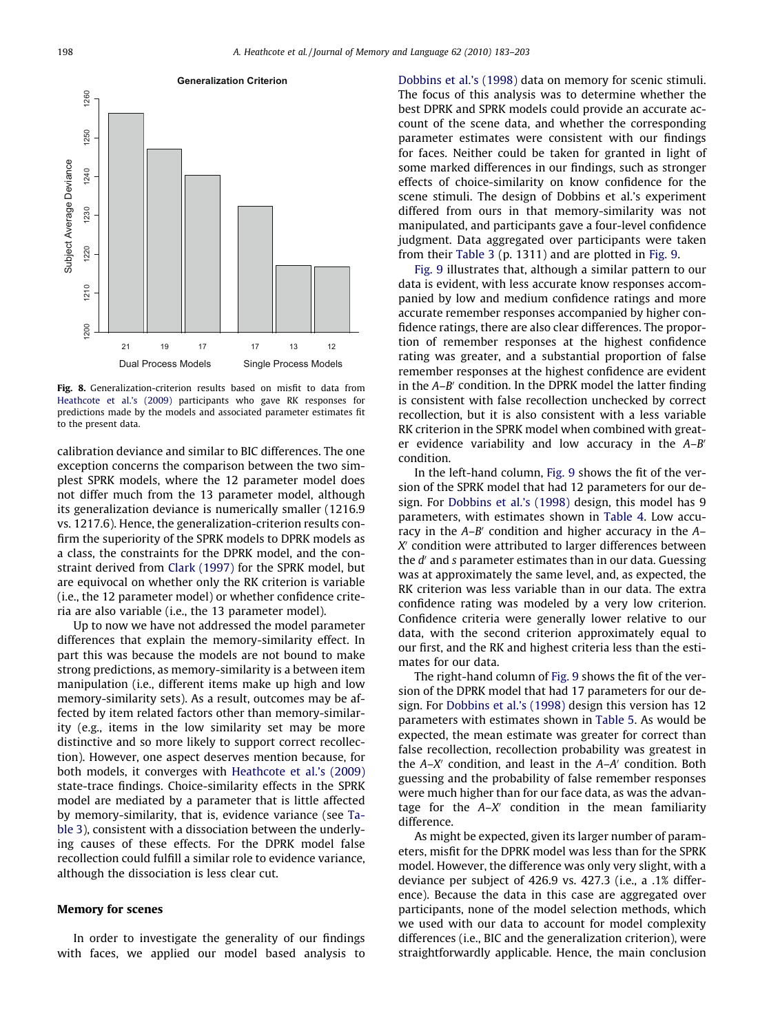Fig. 8. Generalization-criterion results based on misfit to data from Heathcote et al.'s (2009) participants who gave RK responses for predictions made by the models and associated parameter estimates fit to the present data.

calibration deviance and similar to BIC differences. The one exception concerns the comparison between the two simplest SPRK models, where the 12 parameter model does not differ much from the 13 parameter model, although its generalization deviance is numerically smaller (1216.9 vs. 1217.6). Hence, the generalization-criterion results confirm the superiority of the SPRK models to DPRK models as a class, the constraints for the DPRK model, and the constraint derived from Clark (1997) for the SPRK model, but are equivocal on whether only the RK criterion is variable (i.e., the 12 parameter model) or whether confidence criteria are also variable (i.e., the 13 parameter model).

Up to now we have not addressed the model parameter differences that explain the memory-similarity effect. In part this was because the models are not bound to make strong predictions, as memory-similarity is a between item manipulation (i.e., different items make up high and low memory-similarity sets). As a result, outcomes may be affected by item related factors other than memory-similarity (e.g., items in the low similarity set may be more distinctive and so more likely to support correct recollection). However, one aspect deserves mention because, for both models, it converges with Heathcote et al.'s (2009) state-trace findings. Choice-similarity effects in the SPRK model are mediated by a parameter that is little affected by memory-similarity, that is, evidence variance (see Table 3), consistent with a dissociation between the underlying causes of these effects. For the DPRK model false recollection could fulfill a similar role to evidence variance, although the dissociation is less clear cut.

## Memory for scenes

In order to investigate the generality of our findings with faces, we applied our model based analysis to Dobbins et al.'s (1998) data on memory for scenic stimuli. The focus of this analysis was to determine whether the best DPRK and SPRK models could provide an accurate account of the scene data, and whether the corresponding parameter estimates were consistent with our findings for faces. Neither could be taken for granted in light of some marked differences in our findings, such as stronger effects of choice-similarity on know confidence for the scene stimuli. The design of Dobbins et al.'s experiment differed from ours in that memory-similarity was not manipulated, and participants gave a four-level confidence judgment. Data aggregated over participants were taken from their Table 3 (p. 1311) and are plotted in Fig. 9.

Fig. 9 illustrates that, although a similar pattern to our data is evident, with less accurate know responses accompanied by low and medium confidence ratings and more accurate remember responses accompanied by higher confidence ratings, there are also clear differences. The proportion of remember responses at the highest confidence rating was greater, and a substantial proportion of false remember responses at the highest confidence are evident in the $A–B'$ condition. In the DPRK model the latter finding is consistent with false recollection unchecked by correct recollection, but it is also consistent with a less variable RK criterion in the SPRK model when combined with greater evidence variability and low accuracy in the $A–B'$ condition.

In the left-hand column, Fig. 9 shows the fit of the version of the SPRK model that had 12 parameters for our design. For Dobbins et al.'s (1998) design, this model has 9 parameters, with estimates shown in Table 4. Low accuracy in the $A–B'$ condition and higher accuracy in the $A–X'$ condition were attributed to larger differences between the $d'$ and $s$ parameter estimates than in our data. Guessing was at approximately the same level, and, as expected, the RK criterion was less variable than in our data. The extra confidence rating was modeled by a very low criterion. Confidence criteria were generally lower relative to our data, with the second criterion approximately equal to our first, and the RK and highest criteria less than the estimates for our data.

The right-hand column of Fig. 9 shows the fit of the version of the DPRK model that had 17 parameters for our design. For Dobbins et al.'s (1998) design this version has 12 parameters with estimates shown in Table 5. As would be expected, the mean estimate was greater for correct than false recollection, recollection probability was greatest in the $A–X'$ condition, and least in the $A–A'$ condition. Both guessing and the probability of false remember responses were much higher than for our face data, as was the advantage for the $A–X'$ condition in the mean familiarity difference.

As might be expected, given its larger number of parameters, misfit for the DPRK model was less than for the SPRK model. However, the difference was only very slight, with a deviance per subject of 426.9 vs. 427.3 (i.e., a .1% difference). Because the data in this case are aggregated over participants, none of the model selection methods, which we used with our data to account for model complexity differences (i.e., BIC and the generalization criterion), were straightforwardly applicable. Hence, the main conclusion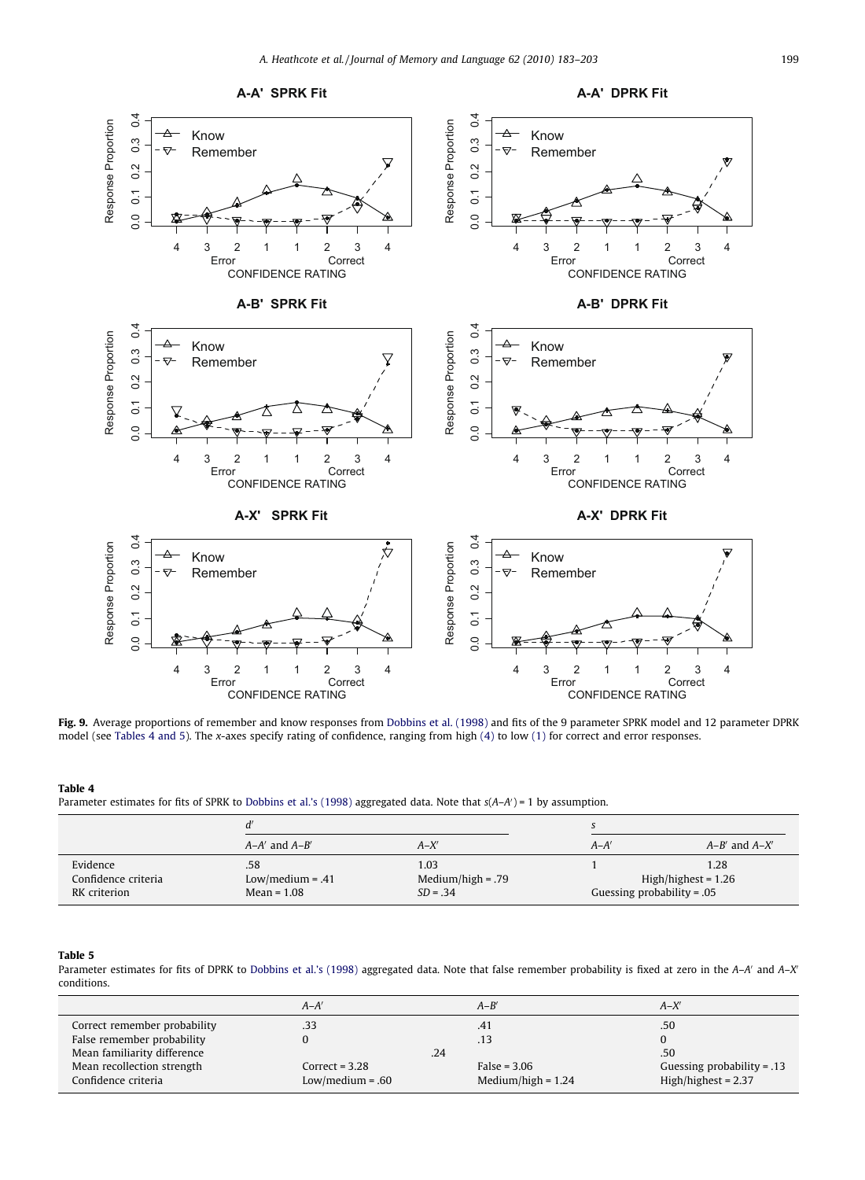**Fig. 9.** Average proportions of remember and know responses from Dobbins et al. (1998) and fits of the 9 parameter SPRK model and 12 parameter DPRK model (see Tables 4 and 5). The x-axes specify rating of confidence, ranging from high (4) to low (1) for correct and error responses.

**Table 4**
Parameter estimates for fits of SPRK to Dobbins et al.'s (1998) aggregated data. Note that $s(A\text{–}A') = 1$ by assumption.

| | $d'$ | | $s$ | |
|---|---|---|---|---|
| | $A\text{–}A'$ and $A\text{–}B'$ | $A\text{–}X'$ | $A\text{–}A'$ | $A\text{–}B'$ and $A\text{–}X'$ |
| Evidence | .58 | 1.03 | 1 | 1.28 |
| Confidence criteria | Low/medium = .41 | Medium/high = .79 | High/highest = 1.26 | |
| RK criterion | Mean = 1.08 | $SD$ = .34 | Guessing probability = .05 | |

**Table 5**
Parameter estimates for fits of DPRK to Dobbins et al.'s (1998) aggregated data. Note that false remember probability is fixed at zero in the $A\text{–}A'$ and $A\text{–}X'$ conditions.

| | $A\text{–}A'$ | $A\text{–}B'$ | $A\text{–}X'$ |
|---|---|---|---|
| Correct remember probability | .33 | .41 | .50 |
| False remember probability | 0 | .13 | 0 |
| Mean familiarity difference | .24 | | .50 |
| Mean recollection strength | Correct = 3.28 | False = 3.06 | Guessing probability = .13 |
| Confidence criteria | Low/medium = .60 | Medium/high = 1.24 | High/highest = 2.37 |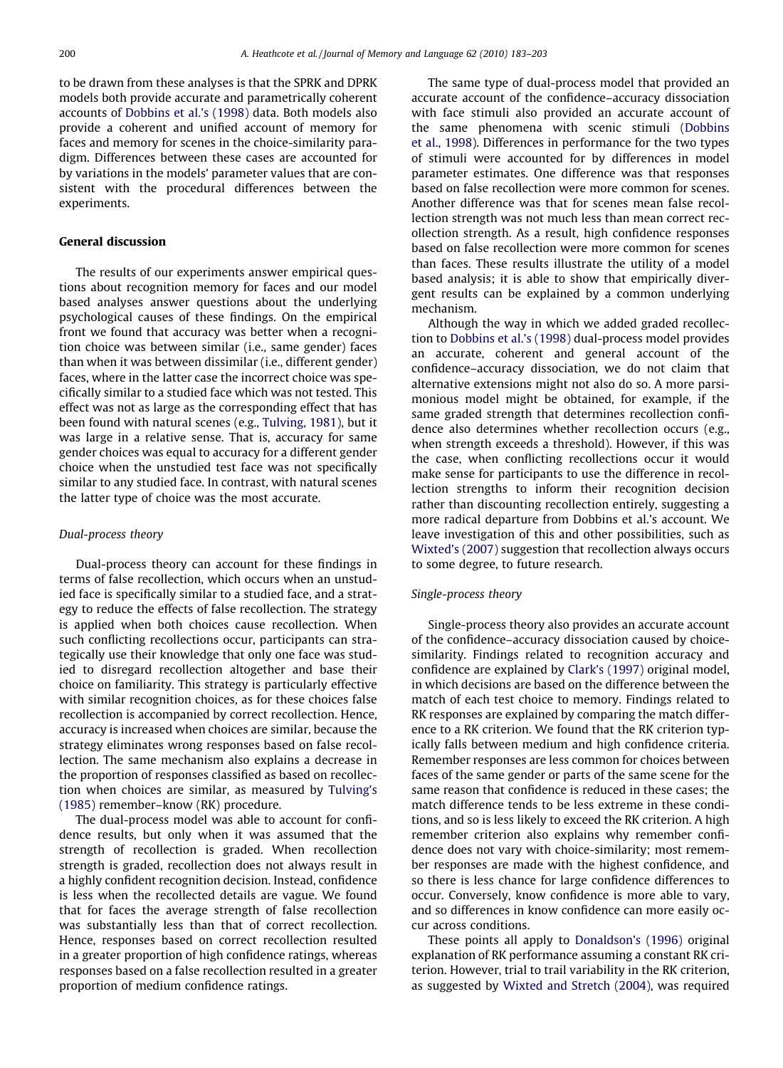to be drawn from these analyses is that the SPRK and DPRK models both provide accurate and parametrically coherent accounts of Dobbins et al.'s (1998) data. Both models also provide a coherent and unified account of memory for faces and memory for scenes in the choice-similarity paradigm. Differences between these cases are accounted for by variations in the models' parameter values that are consistent with the procedural differences between the experiments.

## General discussion

The results of our experiments answer empirical questions about recognition memory for faces and our model based analyses answer questions about the underlying psychological causes of these findings. On the empirical front we found that accuracy was better when a recognition choice was between similar (i.e., same gender) faces than when it was between dissimilar (i.e., different gender) faces, where in the latter case the incorrect choice was specifically similar to a studied face which was not tested. This effect was not as large as the corresponding effect that has been found with natural scenes (e.g., Tulving, 1981), but it was large in a relative sense. That is, accuracy for same gender choices was equal to accuracy for a different gender choice when the unstudied test face was not specifically similar to any studied face. In contrast, with natural scenes the latter type of choice was the most accurate.

### *Dual-process theory*

Dual-process theory can account for these findings in terms of false recollection, which occurs when an unstudied face is specifically similar to a studied face, and a strategy to reduce the effects of false recollection. The strategy is applied when both choices cause recollection. When such conflicting recollections occur, participants can strategically use their knowledge that only one face was studied to disregard recollection altogether and base their choice on familiarity. This strategy is particularly effective with similar recognition choices, as for these choices false recollection is accompanied by correct recollection. Hence, accuracy is increased when choices are similar, because the strategy eliminates wrong responses based on false recollection. The same mechanism also explains a decrease in the proportion of responses classified as based on recollection when choices are similar, as measured by Tulving's (1985) remember–know (RK) procedure.

The dual-process model was able to account for confidence results, but only when it was assumed that the strength of recollection is graded. When recollection strength is graded, recollection does not always result in a highly confident recognition decision. Instead, confidence is less when the recollected details are vague. We found that for faces the average strength of false recollection was substantially less than that of correct recollection. Hence, responses based on correct recollection resulted in a greater proportion of high confidence ratings, whereas responses based on a false recollection resulted in a greater proportion of medium confidence ratings.

The same type of dual-process model that provided an accurate account of the confidence–accuracy dissociation with face stimuli also provided an accurate account of the same phenomena with scenic stimuli (Dobbins et al., 1998). Differences in performance for the two types of stimuli were accounted for by differences in model parameter estimates. One difference was that responses based on false recollection were more common for scenes. Another difference was that for scenes mean false recollection strength was not much less than mean correct recollection strength. As a result, high confidence responses based on false recollection were more common for scenes than faces. These results illustrate the utility of a model based analysis; it is able to show that empirically divergent results can be explained by a common underlying mechanism.

Although the way in which we added graded recollection to Dobbins et al.'s (1998) dual-process model provides an accurate, coherent and general account of the confidence–accuracy dissociation, we do not claim that alternative extensions might not also do so. A more parsimonious model might be obtained, for example, if the same graded strength that determines recollection confidence also determines whether recollection occurs (e.g., when strength exceeds a threshold). However, if this was the case, when conflicting recollections occur it would make sense for participants to use the difference in recollection strengths to inform their recognition decision rather than discounting recollection entirely, suggesting a more radical departure from Dobbins et al.'s account. We leave investigation of this and other possibilities, such as Wixted's (2007) suggestion that recollection always occurs to some degree, to future research.

### *Single-process theory*

Single-process theory also provides an accurate account of the confidence–accuracy dissociation caused by choice-similarity. Findings related to recognition accuracy and confidence are explained by Clark's (1997) original model, in which decisions are based on the difference between the match of each test choice to memory. Findings related to RK responses are explained by comparing the match difference to a RK criterion. We found that the RK criterion typically falls between medium and high confidence criteria. Remember responses are less common for choices between faces of the same gender or parts of the same scene for the same reason that confidence is reduced in these cases; the match difference tends to be less extreme in these conditions, and so is less likely to exceed the RK criterion. A high remember criterion also explains why remember confidence does not vary with choice-similarity; most remember responses are made with the highest confidence, and so there is less chance for large confidence differences to occur. Conversely, know confidence is more able to vary, and so differences in know confidence can more easily occur across conditions.

These points all apply to Donaldson's (1996) original explanation of RK performance assuming a constant RK criterion. However, trial to trail variability in the RK criterion, as suggested by Wixted and Stretch (2004), was required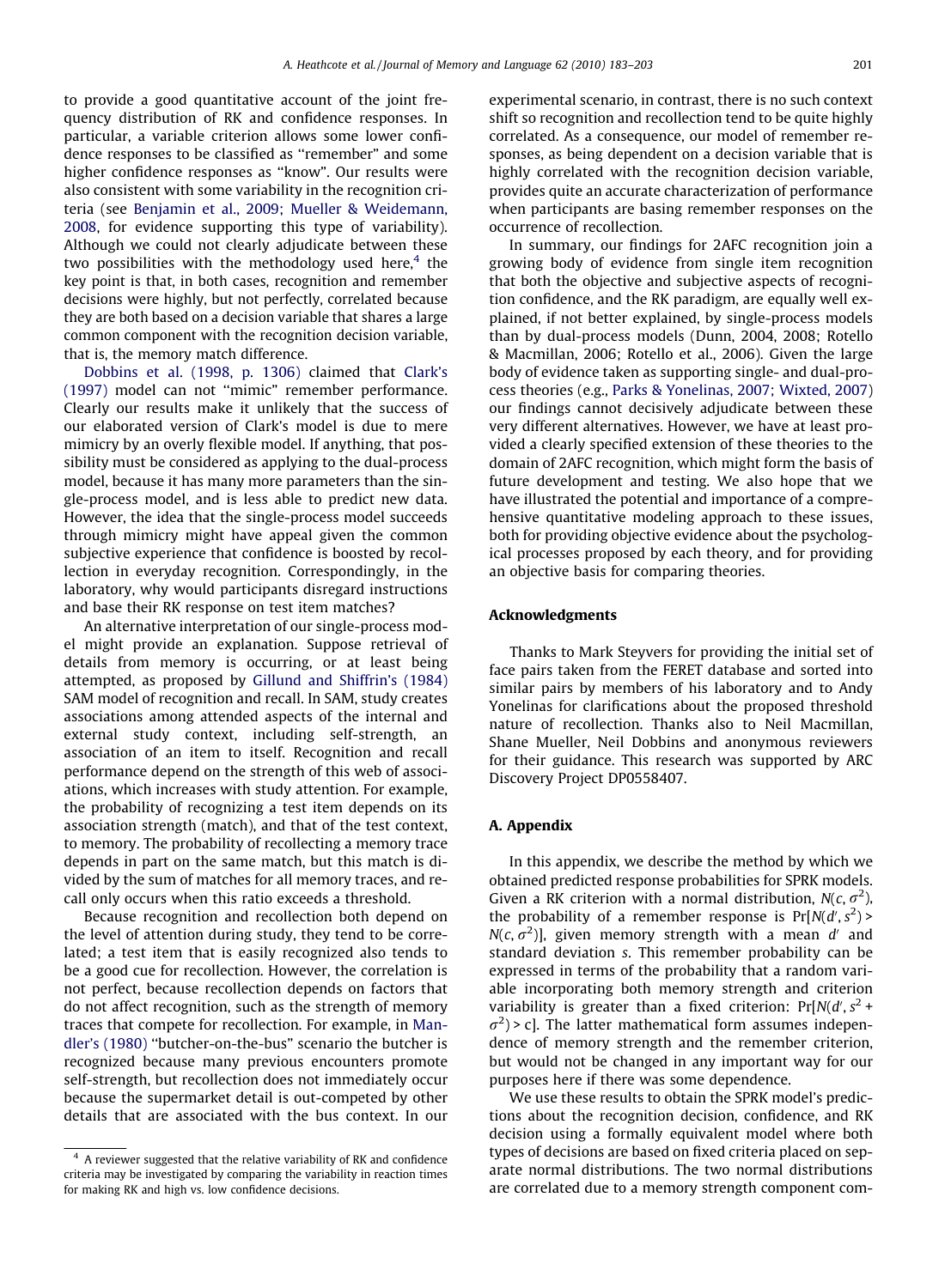to provide a good quantitative account of the joint frequency distribution of RK and confidence responses. In particular, a variable criterion allows some lower confidence responses to be classified as "remember" and some higher confidence responses as "know". Our results were also consistent with some variability in the recognition criteria (see Benjamin et al., 2009; Mueller & Weidemann, 2008, for evidence supporting this type of variability). Although we could not clearly adjudicate between these two possibilities with the methodology used here,[4] the key point is that, in both cases, recognition and remember decisions were highly, but not perfectly, correlated because they are both based on a decision variable that shares a large common component with the recognition decision variable, that is, the memory match difference.

Dobbins et al. (1998, p. 1306) claimed that Clark's (1997) model can not "mimic" remember performance. Clearly our results make it unlikely that the success of our elaborated version of Clark's model is due to mere mimicry by an overly flexible model. If anything, that possibility must be considered as applying to the dual-process model, because it has many more parameters than the single-process model, and is less able to predict new data. However, the idea that the single-process model succeeds through mimicry might have appeal given the common subjective experience that confidence is boosted by recollection in everyday recognition. Correspondingly, in the laboratory, why would participants disregard instructions and base their RK response on test item matches?

An alternative interpretation of our single-process model might provide an explanation. Suppose retrieval of details from memory is occurring, or at least being attempted, as proposed by Gillund and Shiffrin's (1984) SAM model of recognition and recall. In SAM, study creates associations among attended aspects of the internal and external study context, including self-strength, an association of an item to itself. Recognition and recall performance depend on the strength of this web of associations, which increases with study attention. For example, the probability of recognizing a test item depends on its association strength (match), and that of the test context, to memory. The probability of recollecting a memory trace depends in part on the same match, but this match is divided by the sum of matches for all memory traces, and recall only occurs when this ratio exceeds a threshold.

Because recognition and recollection both depend on the level of attention during study, they tend to be correlated; a test item that is easily recognized also tends to be a good cue for recollection. However, the correlation is not perfect, because recollection depends on factors that do not affect recognition, such as the strength of memory traces that compete for recollection. For example, in Mandler's (1980) "butcher-on-the-bus" scenario the butcher is recognized because many previous encounters promote self-strength, but recollection does not immediately occur because the supermarket detail is out-competed by other details that are associated with the bus context. In our experimental scenario, in contrast, there is no such context shift so recognition and recollection tend to be quite highly correlated. As a consequence, our model of remember responses, as being dependent on a decision variable that is highly correlated with the recognition decision variable, provides quite an accurate characterization of performance when participants are basing remember responses on the occurrence of recollection.

In summary, our findings for 2AFC recognition join a growing body of evidence from single item recognition that both the objective and subjective aspects of recognition confidence, and the RK paradigm, are equally well explained, if not better explained, by single-process models than by dual-process models (Dunn, 2004, 2008; Rotello & Macmillan, 2006; Rotello et al., 2006). Given the large body of evidence taken as supporting single- and dual-process theories (e.g., Parks & Yonelinas, 2007; Wixted, 2007) our findings cannot decisively adjudicate between these very different alternatives. However, we have at least provided a clearly specified extension of these theories to the domain of 2AFC recognition, which might form the basis of future development and testing. We also hope that we have illustrated the potential and importance of a comprehensive quantitative modeling approach to these issues, both for providing objective evidence about the psychological processes proposed by each theory, and for providing an objective basis for comparing theories.

## Acknowledgments

Thanks to Mark Steyvers for providing the initial set of face pairs taken from the FERET database and sorted into similar pairs by members of his laboratory and to Andy Yonelinas for clarifications about the proposed threshold nature of recollection. Thanks also to Neil Macmillan, Shane Mueller, Neil Dobbins and anonymous reviewers for their guidance. This research was supported by ARC Discovery Project DP0558407.

## A. Appendix

In this appendix, we describe the method by which we obtained predicted response probabilities for SPRK models. Given a RK criterion with a normal distribution, $N(c, \sigma^2)$, the probability of a remember response is $\Pr[N(d', s^2) > N(c, \sigma^2)]$, given memory strength with a mean $d'$ and standard deviation $s$. This remember probability can be expressed in terms of the probability that a random variable incorporating both memory strength and criterion variability is greater than a fixed criterion: $\Pr[N(d', s^2 + \sigma^2) > c]$. The latter mathematical form assumes independence of memory strength and the remember criterion, but would not be changed in any important way for our purposes here if there was some dependence.

We use these results to obtain the SPRK model's predictions about the recognition decision, confidence, and RK decision using a formally equivalent model where both types of decisions are based on fixed criteria placed on separate normal distributions. The two normal distributions are correlated due to a memory strength component com-

[4] A reviewer suggested that the relative variability of RK and confidence criteria may be investigated by comparing the variability in reaction times for making RK and high vs. low confidence decisions.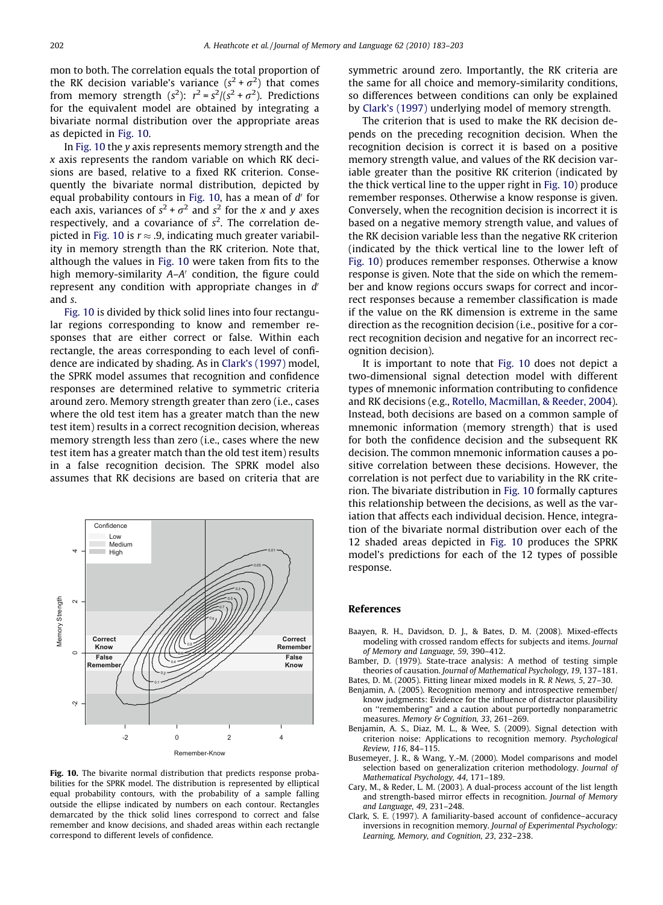mon to both. The correlation equals the total proportion of the RK decision variable's variance ($s^2 + \sigma^2$) that comes from memory strength ($s^2$): $r^2 = s^2/(s^2 + \sigma^2)$. Predictions for the equivalent model are obtained by integrating a bivariate normal distribution over the appropriate areas as depicted in Fig. 10.

In Fig. 10 the *y* axis represents memory strength and the *x* axis represents the random variable on which RK decisions are based, relative to a fixed RK criterion. Consequently the bivariate normal distribution, depicted by equal probability contours in Fig. 10, has a mean of $d'$ for each axis, variances of $s^2 + \sigma^2$ and $s^2$ for the *x* and *y* axes respectively, and a covariance of $s^2$. The correlation depicted in Fig. 10 is $r \approx .9$, indicating much greater variability in memory strength than the RK criterion. Note that, although the values in Fig. 10 were taken from fits to the high memory-similarity *A*–*A*′ condition, the figure could represent any condition with appropriate changes in $d'$ and *s*.

Fig. 10 is divided by thick solid lines into four rectangular regions corresponding to know and remember responses that are either correct or false. Within each rectangle, the areas corresponding to each level of confidence are indicated by shading. As in Clark's (1997) model, the SPRK model assumes that recognition and confidence responses are determined relative to symmetric criteria around zero. Memory strength greater than zero (i.e., cases where the old test item has a greater match than the new test item) results in a correct recognition decision, whereas memory strength less than zero (i.e., cases where the new test item has a greater match than the old test item) results in a false recognition decision. The SPRK model also assumes that RK decisions are based on criteria that are symmetric around zero. Importantly, the RK criteria are the same for all choice and memory-similarity conditions, so differences between conditions can only be explained by Clark's (1997) underlying model of memory strength.

Fig. 10. The bivarite normal distribution that predicts response probabilities for the SPRK model. The distribution is represented by elliptical equal probability contours, with the probability of a sample falling outside the ellipse indicated by numbers on each contour. Rectangles demarcated by the thick solid lines correspond to correct and false remember and know decisions, and shaded areas within each rectangle correspond to different levels of confidence.

The criterion that is used to make the RK decision depends on the preceding recognition decision. When the recognition decision is correct it is based on a positive memory strength value, and values of the RK decision variable greater than the positive RK criterion (indicated by the thick vertical line to the upper right in Fig. 10) produce remember responses. Otherwise a know response is given. Conversely, when the recognition decision is incorrect it is based on a negative memory strength value, and values of the RK decision variable less than the negative RK criterion (indicated by the thick vertical line to the lower left of Fig. 10) produces remember responses. Otherwise a know response is given. Note that the side on which the remember and know regions occurs swaps for correct and incorrect responses because a remember classification is made if the value on the RK dimension is extreme in the same direction as the recognition decision (i.e., positive for a correct recognition decision and negative for an incorrect recognition decision).

It is important to note that Fig. 10 does not depict a two-dimensional signal detection model with different types of mnemonic information contributing to confidence and RK decisions (e.g., Rotello, Macmillan, & Reeder, 2004). Instead, both decisions are based on a common sample of mnemonic information (memory strength) that is used for both the confidence decision and the subsequent RK decision. The common mnemonic information causes a positive correlation between these decisions. However, the correlation is not perfect due to variability in the RK criterion. The bivariate distribution in Fig. 10 formally captures this relationship between the decisions, as well as the variation that affects each individual decision. Hence, integration of the bivariate normal distribution over each of the 12 shaded areas depicted in Fig. 10 produces the SPRK model's predictions for each of the 12 types of possible response.

## References

Baayen, R. H., Davidson, D. J., & Bates, D. M. (2008). Mixed-effects modeling with crossed random effects for subjects and items. *Journal of Memory and Language, 59*, 390–412.

Bamber, D. (1979). State-trace analysis: A method of testing simple theories of causation. *Journal of Mathematical Psychology, 19*, 137–181.

Bates, D. M. (2005). Fitting linear mixed models in R. *R News, 5*, 27–30.

Benjamin, A. (2005). Recognition memory and introspective remember/know judgments: Evidence for the influence of distractor plausibility on "remembering" and a caution about purportedly nonparametric measures. *Memory & Cognition, 33*, 261–269.

Benjamin, A. S., Diaz, M. L., & Wee, S. (2009). Signal detection with criterion noise: Applications to recognition memory. *Psychological Review, 116*, 84–115.

Busemeyer, J. R., & Wang, Y.-M. (2000). Model comparisons and model selection based on generalization criterion methodology. *Journal of Mathematical Psychology, 44*, 171–189.

Cary, M., & Reder, L. M. (2003). A dual-process account of the list length and strength-based mirror effects in recognition. *Journal of Memory and Language, 49*, 231–248.

Clark, S. E. (1997). A familiarity-based account of confidence–accuracy inversions in recognition memory. *Journal of Experimental Psychology: Learning, Memory, and Cognition, 23*, 232–238.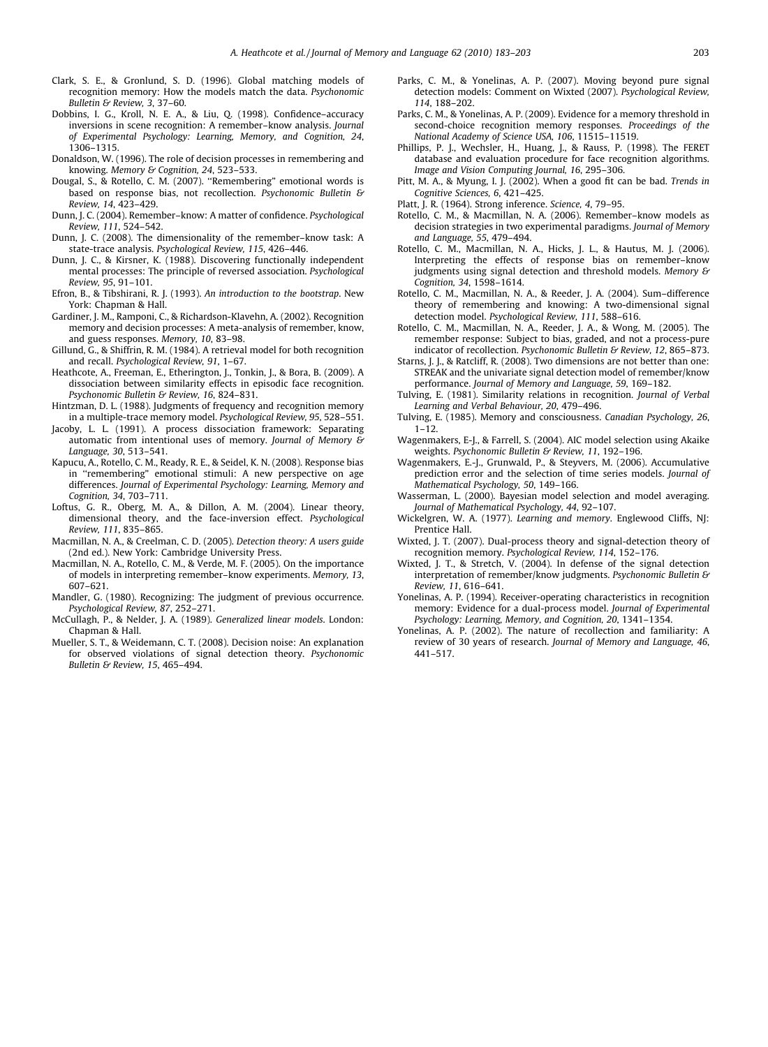Clark, S. E., & Gronlund, S. D. (1996). Global matching models of recognition memory: How the models match the data. *Psychonomic Bulletin & Review, 3*, 37–60.

Dobbins, I. G., Kroll, N. E. A., & Liu, Q. (1998). Confidence–accuracy inversions in scene recognition: A remember–know analysis. *Journal of Experimental Psychology: Learning, Memory, and Cognition, 24*, 1306–1315.

Donaldson, W. (1996). The role of decision processes in remembering and knowing. *Memory & Cognition, 24*, 523–533.

Dougal, S., & Rotello, C. M. (2007). "Remembering" emotional words is based on response bias, not recollection. *Psychonomic Bulletin & Review, 14*, 423–429.

Dunn, J. C. (2004). Remember–know: A matter of confidence. *Psychological Review, 111*, 524–542.

Dunn, J. C. (2008). The dimensionality of the remember–know task: A state-trace analysis. *Psychological Review, 115*, 426–446.

Dunn, J. C., & Kirsner, K. (1988). Discovering functionally independent mental processes: The principle of reversed association. *Psychological Review, 95*, 91–101.

Efron, B., & Tibshirani, R. J. (1993). *An introduction to the bootstrap*. New York: Chapman & Hall.

Gardiner, J. M., Ramponi, C., & Richardson-Klavehn, A. (2002). Recognition memory and decision processes: A meta-analysis of remember, know, and guess responses. *Memory, 10*, 83–98.

Gillund, G., & Shiffrin, R. M. (1984). A retrieval model for both recognition and recall. *Psychological Review, 91*, 1–67.

Heathcote, A., Freeman, E., Etherington, J., Tonkin, J., & Bora, B. (2009). A dissociation between similarity effects in episodic face recognition. *Psychonomic Bulletin & Review, 16*, 824–831.

Hintzman, D. L. (1988). Judgments of frequency and recognition memory in a multiple-trace memory model. *Psychological Review, 95*, 528–551.

Jacoby, L. L. (1991). A process dissociation framework: Separating automatic from intentional uses of memory. *Journal of Memory & Language, 30*, 513–541.

Kapucu, A., Rotello, C. M., Ready, R. E., & Seidel, K. N. (2008). Response bias in "remembering" emotional stimuli: A new perspective on age differences. *Journal of Experimental Psychology: Learning, Memory and Cognition, 34*, 703–711.

Loftus, G. R., Oberg, M. A., & Dillon, A. M. (2004). Linear theory, dimensional theory, and the face-inversion effect. *Psychological Review, 111*, 835–865.

Macmillan, N. A., & Creelman, C. D. (2005). *Detection theory: A users guide* (2nd ed.). New York: Cambridge University Press.

Macmillan, N. A., Rotello, C. M., & Verde, M. F. (2005). On the importance of models in interpreting remember–know experiments. *Memory, 13*, 607–621.

Mandler, G. (1980). Recognizing: The judgment of previous occurrence. *Psychological Review, 87*, 252–271.

McCullagh, P., & Nelder, J. A. (1989). *Generalized linear models*. London: Chapman & Hall.

Mueller, S. T., & Weidemann, C. T. (2008). Decision noise: An explanation for observed violations of signal detection theory. *Psychonomic Bulletin & Review, 15*, 465–494.

Parks, C. M., & Yonelinas, A. P. (2007). Moving beyond pure signal detection models: Comment on Wixted (2007). *Psychological Review, 114*, 188–202.

Parks, C. M., & Yonelinas, A. P. (2009). Evidence for a memory threshold in second-choice recognition memory responses. *Proceedings of the National Academy of Science USA, 106*, 11515–11519.

Phillips, P. J., Wechsler, H., Huang, J., & Rauss, P. (1998). The FERET database and evaluation procedure for face recognition algorithms. *Image and Vision Computing Journal, 16*, 295–306.

Pitt, M. A., & Myung, I. J. (2002). When a good fit can be bad. *Trends in Cognitive Sciences, 6*, 421–425.

Platt, J. R. (1964). Strong inference. *Science, 4*, 79–95.

Rotello, C. M., & Macmillan, N. A. (2006). Remember–know models as decision strategies in two experimental paradigms. *Journal of Memory and Language, 55*, 479–494.

Rotello, C. M., Macmillan, N. A., Hicks, J. L., & Hautus, M. J. (2006). Interpreting the effects of response bias on remember–know judgments using signal detection and threshold models. *Memory & Cognition, 34*, 1598–1614.

Rotello, C. M., Macmillan, N. A., & Reeder, J. A. (2004). Sum–difference theory of remembering and knowing: A two-dimensional signal detection model. *Psychological Review, 111*, 588–616.

Rotello, C. M., Macmillan, N. A., Reeder, J. A., & Wong, M. (2005). The remember response: Subject to bias, graded, and not a process-pure indicator of recollection. *Psychonomic Bulletin & Review, 12*, 865–873.

Starns, J. J., & Ratcliff, R. (2008). Two dimensions are not better than one: STREAK and the univariate signal detection model of remember/know performance. *Journal of Memory and Language, 59*, 169–182.

Tulving, E. (1981). Similarity relations in recognition. *Journal of Verbal Learning and Verbal Behaviour, 20*, 479–496.

Tulving, E. (1985). Memory and consciousness. *Canadian Psychology, 26*, 1–12.

Wagenmakers, E-J., & Farrell, S. (2004). AIC model selection using Akaike weights. *Psychonomic Bulletin & Review, 11*, 192–196.

Wagenmakers, E.-J., Grunwald, P., & Steyvers, M. (2006). Accumulative prediction error and the selection of time series models. *Journal of Mathematical Psychology, 50*, 149–166.

Wasserman, L. (2000). Bayesian model selection and model averaging. *Journal of Mathematical Psychology, 44*, 92–107.

Wickelgren, W. A. (1977). *Learning and memory*. Englewood Cliffs, NJ: Prentice Hall.

Wixted, J. T. (2007). Dual-process theory and signal-detection theory of recognition memory. *Psychological Review, 114*, 152–176.

Wixted, J. T., & Stretch, V. (2004). In defense of the signal detection interpretation of remember/know judgments. *Psychonomic Bulletin & Review, 11*, 616–641.

Yonelinas, A. P. (1994). Receiver-operating characteristics in recognition memory: Evidence for a dual-process model. *Journal of Experimental Psychology: Learning, Memory, and Cognition, 20*, 1341–1354.

Yonelinas, A. P. (2002). The nature of recollection and familiarity: A review of 30 years of research. *Journal of Memory and Language, 46*, 441–517.